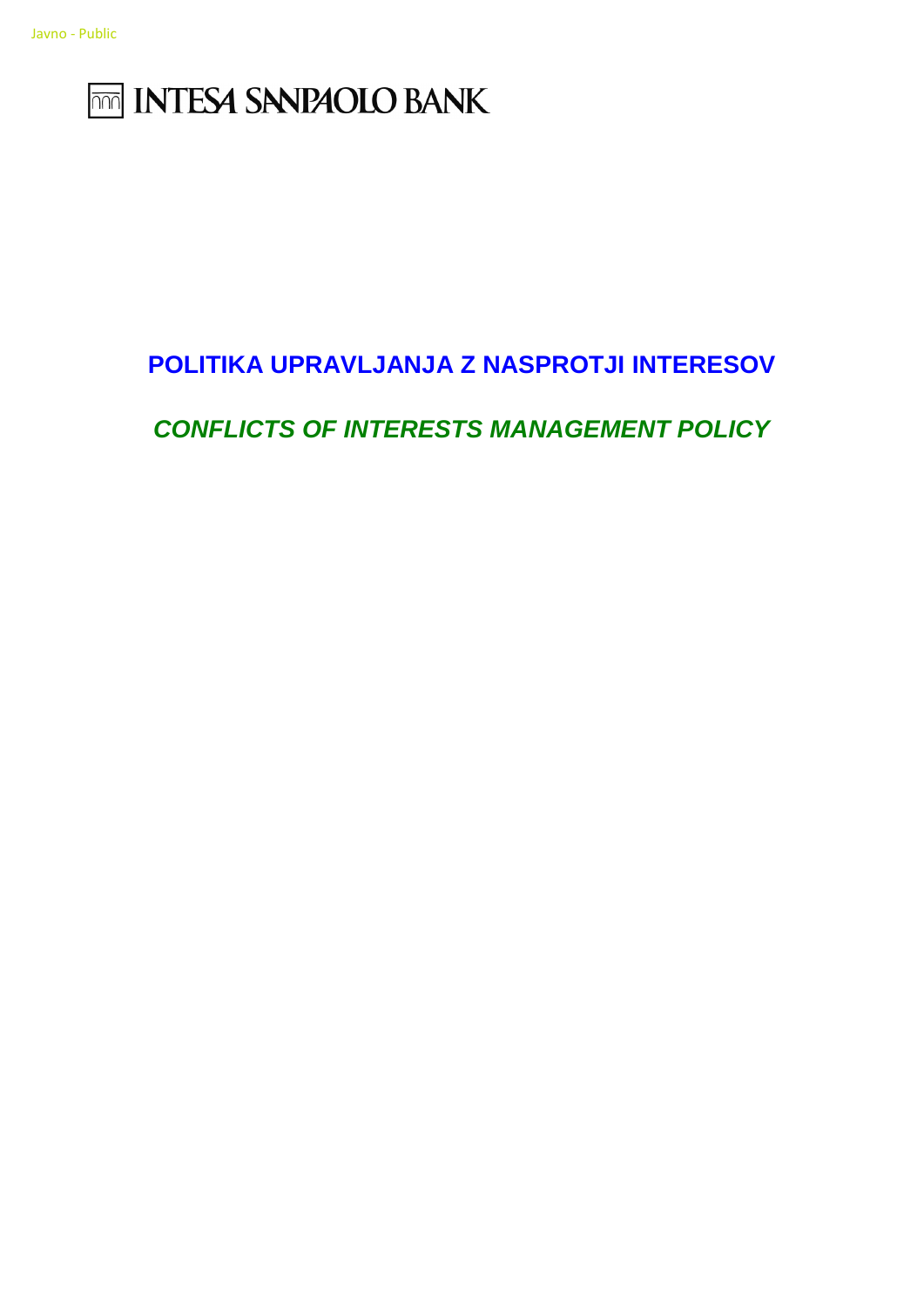Javno - Public

INTESA SANPAOLO BANK

# POLITIKA UPRAVLJANJA Z NASPROTJI INTERESOV

# *CONFLICTS OF INTERESTS MANAGEMENT POLICY*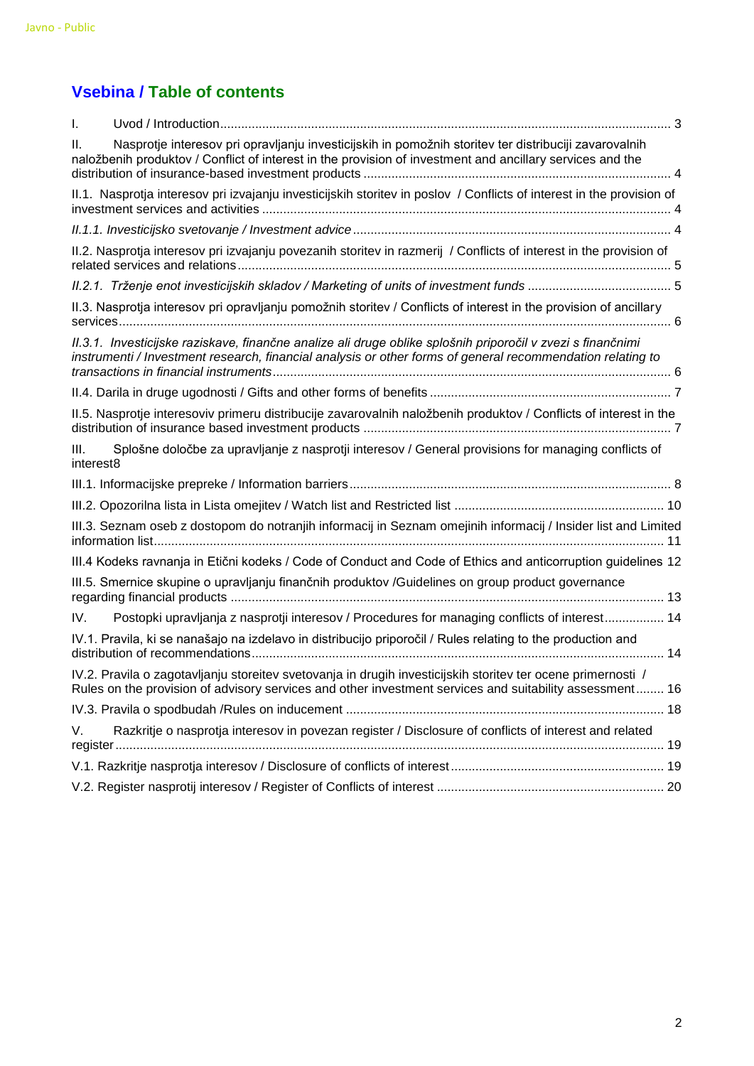## Vsebina / Table of contents

I. Uvod / Introduction ... 3

II. Nasprotje interesov pri opravljanju investicijskih in pomožnih storitev ter distribuciji zavarovalnih naložbenih produktov / Conflict of interest in the provision of investment and ancillary services and the distribution of insurance-based investment products ... 4

II.1. Nasprotja interesov pri izvajanju investicijskih storitev in poslov / Conflicts of interest in the provision of investment services and activities ... 4

*II.1.1. Investicijsko svetovanje / Investment advice* ... 4

II.2. Nasprotja interesov pri izvajanju povezanih storitev in razmerij / Conflicts of interest in the provision of related services and relations ... 5

*II.2.1. Trženje enot investicijskih skladov / Marketing of units of investment funds* ... 5

II.3. Nasprotja interesov pri opravljanju pomožnih storitev / Conflicts of interest in the provision of ancillary services ... 6

*II.3.1. Investicijske raziskave, finančne analize ali druge oblike splošnih priporočil v zvezi s finančnimi instrumenti / Investment research, financial analysis or other forms of general recommendation relating to transactions in financial instruments* ... 6

II.4. Darila in druge ugodnosti / Gifts and other forms of benefits ... 7

II.5. Nasprotje interesoviv primeru distribucije zavarovalnih naložbenih produktov / Conflicts of interest in the distribution of insurance based investment products ... 7

III. Splošne določbe za upravljanje z nasprotji interesov / General provisions for managing conflicts of interest8

III.1. Informacijske prepreke / Information barriers ... 8

III.2. Opozorilna lista in Lista omejitev / Watch list and Restricted list ... 10

III.3. Seznam oseb z dostopom do notranjih informacij in Seznam omejinih informacij / Insider list and Limited information list ... 11

III.4 Kodeks ravnanja in Etični kodeks / Code of Conduct and Code of Ethics and anticorruption guidelines 12

III.5. Smernice skupine o upravljanju finančnih produktov /Guidelines on group product governance regarding financial products ... 13

IV. Postopki upravljanja z nasprotji interesov / Procedures for managing conflicts of interest ... 14

IV.1. Pravila, ki se nanašajo na izdelavo in distribucijo priporočil / Rules relating to the production and distribution of recommendations ... 14

IV.2. Pravila o zagotavljanju storeitev svetovanja in drugih investicijskih storitev ter ocene primernosti / Rules on the provision of advisory services and other investment services and suitability assessment ... 16

IV.3. Pravila o spodbudah /Rules on inducement ... 18

V. Razkritje o nasprotja interesov in povezan register / Disclosure of conflicts of interest and related register ... 19

V.1. Razkritje nasprotja interesov / Disclosure of conflicts of interest ... 19

V.2. Register nasprotij interesov / Register of Conflicts of interest ... 20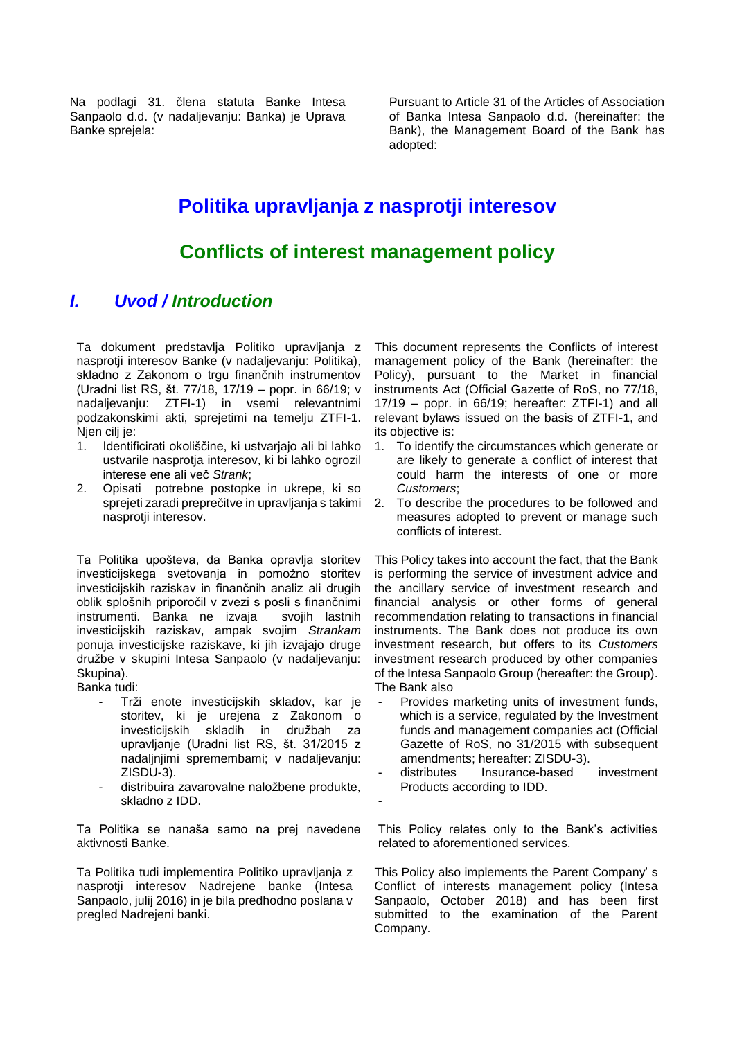Na podlagi 31. člena statuta Banke Intesa Sanpaolo d.d. (v nadaljevanju: Banka) je Uprava Banke sprejela:

Pursuant to Article 31 of the Articles of Association of Banka Intesa Sanpaolo d.d. (hereinafter: the Bank), the Management Board of the Bank has adopted:

# Politika upravljanja z nasprotji interesov

# Conflicts of interest management policy

## I. Uvod / Introduction

Ta dokument predstavlja Politiko upravljanja z nasprotji interesov Banke (v nadaljevanju: Politika), skladno z Zakonom o trgu finančnih instrumentov (Uradni list RS, št. 77/18, 17/19 – popr. in 66/19; v nadaljevanju: ZTFI-1) in vsemi relevantnimi podzakonskimi akti, sprejetimi na temelju ZTFI-1. Njen cilj je:

1. Identificirati okoliščine, ki ustvarjajo ali bi lahko ustvarile nasprotja interesov, ki bi lahko ogrozil interese ene ali več *Strank*;
2. Opisati potrebne postopke in ukrepe, ki so sprejeti zaradi preprečitve in upravljanja s takimi nasprotji interesov.

This document represents the Conflicts of interest management policy of the Bank (hereinafter: the Policy), pursuant to the Market in financial instruments Act (Official Gazette of RoS, no 77/18, 17/19 – popr. in 66/19; hereafter: ZTFI-1) and all relevant bylaws issued on the basis of ZTFI-1, and its objective is:

1. To identify the circumstances which generate or are likely to generate a conflict of interest that could harm the interests of one or more *Customers*;
2. To describe the procedures to be followed and measures adopted to prevent or manage such conflicts of interest.

Ta Politika upošteva, da Banka opravlja storitev investicijskega svetovanja in pomožno storitev investicijskih raziskav in finančnih analiz ali drugih oblik splošnih priporočil v zvezi s posli s finančnimi instrumenti. Banka ne izvaja svojih lastnih investicijskih raziskav, ampak svojim *Strankam* ponuja investicijske raziskave, ki jih izvajajo druge družbe v skupini Intesa Sanpaolo (v nadaljevanju: Skupina).

Banka tudi:

- Trži enote investicijskih skladov, kar je storitev, ki je urejena z Zakonom o investicijskih skladih in družbah za upravljanje (Uradni list RS, št. 31/2015 z nadaljnjimi spremembami; v nadaljevanju: ZISDU-3).
- distribuira zavarovalne naložbene produkte, skladno z IDD.

This Policy takes into account the fact, that the Bank is performing the service of investment advice and the ancillary service of investment research and financial analysis or other forms of general recommendation relating to transactions in financial instruments. The Bank does not produce its own investment research, but offers to its *Customers* investment research produced by other companies of the Intesa Sanpaolo Group (hereafter: the Group). The Bank also

- Provides marketing units of investment funds, which is a service, regulated by the Investment funds and management companies act (Official Gazette of RoS, no 31/2015 with subsequent amendments; hereafter: ZISDU-3).
- distributes Insurance-based investment Products according to IDD.
-

Ta Politika se nanaša samo na prej navedene aktivnosti Banke.

This Policy relates only to the Bank's activities related to aforementioned services.

Ta Politika tudi implementira Politiko upravljanja z nasprotji interesov Nadrejene banke (Intesa Sanpaolo, julij 2016) in je bila predhodno poslana v pregled Nadrejeni banki.

This Policy also implements the Parent Company' s Conflict of interests management policy (Intesa Sanpaolo, October 2018) and has been first submitted to the examination of the Parent Company.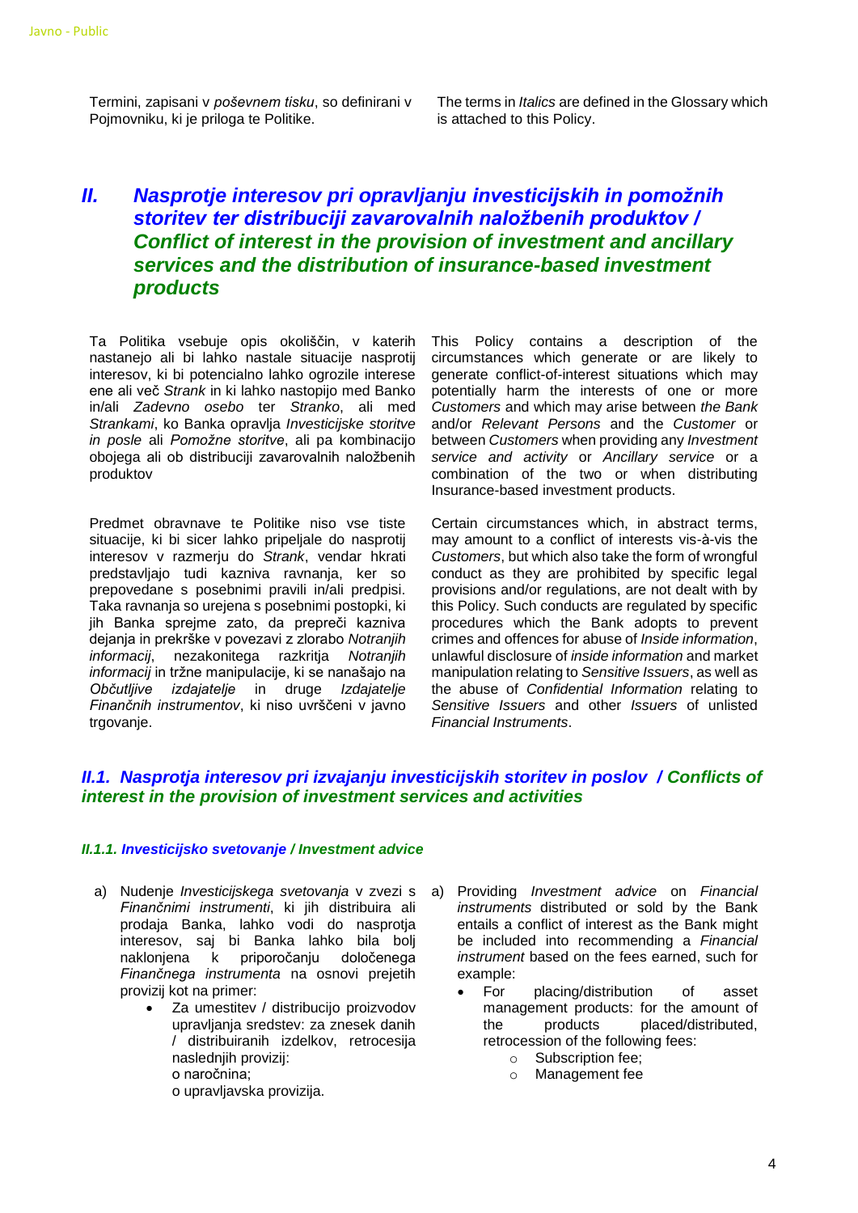Termini, zapisani v *poševnem tisku*, so definirani v Pojmovniku, ki je priloga te Politike.

The terms in *Italics* are defined in the Glossary which is attached to this Policy.

## *II. Nasprotje interesov pri opravljanju investicijskih in pomožnih storitev ter distribuciji zavarovalnih naložbenih produktov / Conflict of interest in the provision of investment and ancillary services and the distribution of insurance-based investment products*

Ta Politika vsebuje opis okoliščin, v katerih nastanejo ali bi lahko nastale situacije nasprotij interesov, ki bi potencialno lahko ogrozile interese ene ali več *Strank* in ki lahko nastopijo med Banko in/ali *Zadevno osebo* ter *Stranko*, ali med *Strankami*, ko Banka opravlja *Investicijske storitve in posle* ali *Pomožne storitve*, ali pa kombinacijo obojega ali ob distribuciji zavarovalnih naložbenih produktov

This Policy contains a description of the circumstances which generate or are likely to generate conflict-of-interest situations which may potentially harm the interests of one or more *Customers* and which may arise between *the Bank* and/or *Relevant Persons* and the *Customer* or between *Customers* when providing any *Investment service and activity* or *Ancillary service* or a combination of the two or when distributing Insurance-based investment products.

Predmet obravnave te Politike niso vse tiste situacije, ki bi sicer lahko pripeljale do nasprotij interesov v razmerju do *Strank*, vendar hkrati predstavljajo tudi kazniva ravnanja, ker so prepovedane s posebnimi pravili in/ali predpisi. Taka ravnanja so urejena s posebnimi postopki, ki jih Banka sprejme zato, da prepreči kazniva dejanja in prekrške v povezavi z zlorabo *Notranjih informacij*, nezakonitega razkritja *Notranjih informacij* in tržne manipulacije, ki se nanašajo na *Občutljive izdajatelje* in druge *Izdajatelje Finančnih instrumentov*, ki niso uvrščeni v javno trgovanje.

Certain circumstances which, in abstract terms, may amount to a conflict of interests vis-à-vis the *Customers*, but which also take the form of wrongful conduct as they are prohibited by specific legal provisions and/or regulations, are not dealt with by this Policy. Such conducts are regulated by specific procedures which the Bank adopts to prevent crimes and offences for abuse of *Inside information*, unlawful disclosure of *inside information* and market manipulation relating to *Sensitive Issuers*, as well as the abuse of *Confidential Information* relating to *Sensitive Issuers* and other *Issuers* of unlisted *Financial Instruments*.

### *II.1. Nasprotja interesov pri izvajanju investicijskih storitev in poslov / Conflicts of interest in the provision of investment services and activities*

#### *II.1.1. Investicijsko svetovanje / Investment advice*

a) Nudenje *Investicijskega svetovanja* v zvezi s *Finančnimi instrumenti*, ki jih distribuira ali prodaja Banka, lahko vodi do nasprotja interesov, saj bi Banka lahko bila bolj naklonjena k priporočanju določenega *Finančnega instrumenta* na osnovi prejetih provizij kot na primer:
   - Za umestitev / distribucijo proizvodov upravljanja sredstev: za znesek danih / distribuiranih izdelkov, retrocesija naslednjih provizij:
     o naročnina;
     o upravljavska provizija.

a) Providing *Investment advice* on *Financial instruments* distributed or sold by the Bank entails a conflict of interest as the Bank might be included into recommending a *Financial instrument* based on the fees earned, such for example:
   - For placing/distribution of asset management products: for the amount of the products placed/distributed, retrocession of the following fees:
     - Subscription fee;
     - Management fee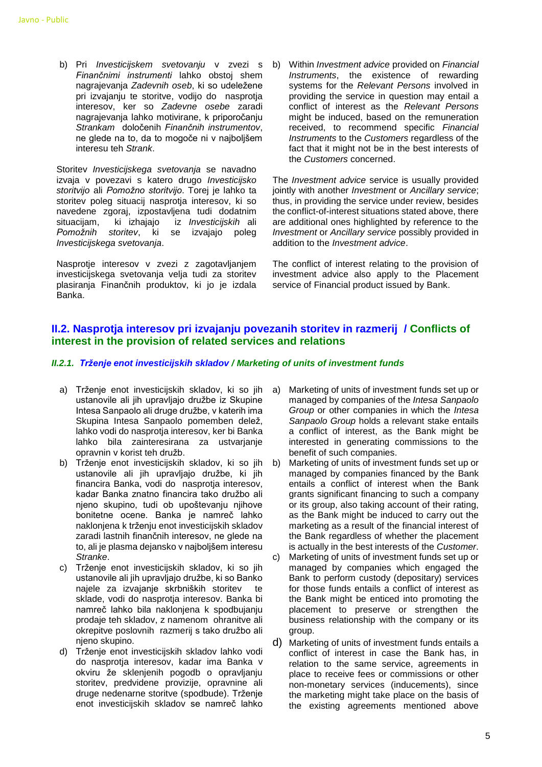b) Pri *Investicijskem svetovanju* v zvezi s *Finančnimi instrumenti* lahko obstoj shem nagrajevanja *Zadevnih oseb*, ki so udeležene pri izvajanju te storitve, vodijo do nasprotja interesov, ker so *Zadevne osebe* zaradi nagrajevanja lahko motivirane, k priporočanju *Strankam* določenih *Finančnih instrumentov*, ne glede na to, da to mogoče ni v najboljšem interesu teh *Strank*.

Storitev *Investicijskega svetovanja* se navadno izvaja v povezavi s katero drugo *Investicijsko storitvijo* ali *Pomožno storitvijo*. Torej je lahko ta storitev poleg situacij nasprotja interesov, ki so navedene zgoraj, izpostavljena tudi dodatnim situacijam, ki izhajajo iz *Investicijskih* ali *Pomožnih storitev*, ki se izvajajo poleg *Investicijskega svetovanja*.

Nasprotje interesov v zvezi z zagotavljanjem investicijskega svetovanja velja tudi za storitev plasiranja Finančnih produktov, ki jo je izdala Banka.

b) Within *Investment advice* provided on *Financial Instruments*, the existence of rewarding systems for the *Relevant Persons* involved in providing the service in question may entail a conflict of interest as the *Relevant Persons* might be induced, based on the remuneration received, to recommend specific *Financial Instruments* to the *Customers* regardless of the fact that it might not be in the best interests of the *Customers* concerned.

The *Investment advice* service is usually provided jointly with another *Investment* or *Ancillary service*; thus, in providing the service under review, besides the conflict-of-interest situations stated above, there are additional ones highlighted by reference to the *Investment* or *Ancillary service* possibly provided in addition to the *Investment advice*.

The conflict of interest relating to the provision of investment advice also apply to the Placement service of Financial product issued by Bank.

## II.2. Nasprotja interesov pri izvajanju povezanih storitev in razmerij / Conflicts of interest in the provision of related services and relations

### *II.2.1. Trženje enot investicijskih skladov / Marketing of units of investment funds*

a) Trženje enot investicijskih skladov, ki so jih ustanovile ali jih upravljajo družbe iz Skupine Intesa Sanpaolo ali druge družbe, v katerih ima Skupina Intesa Sanpaolo pomemben delež, lahko vodi do nasprotja interesov, ker bi Banka lahko bila zainteresirana za ustvarjanje opravnin v korist teh družb.

b) Trženje enot investicijskih skladov, ki so jih ustanovile ali jih upravljajo družbe, ki jih financira Banka, vodi do nasprotja interesov, kadar Banka znatno financira tako družbo ali njeno skupino, tudi ob upoštevanju njihove bonitetne ocene. Banka je namreč lahko naklonjena k trženju enot investicijskih skladov zaradi lastnih finančnih interesov, ne glede na to, ali je plasma dejansko v najboljšem interesu *Stranke*.

c) Trženje enot investicijskih skladov, ki so jih ustanovile ali jih upravljajo družbe, ki so Banko najele za izvajanje skrbniških storitev te sklade, vodi do nasprotja interesov. Banka bi namreč lahko bila naklonjena k spodbujanju prodaje teh skladov, z namenom ohranitve ali okrepitve poslovnih razmerij s tako družbo ali njeno skupino.

d) Trženje enot investicijskih skladov lahko vodi do nasprotja interesov, kadar ima Banka v okviru že sklenjenih pogodb o opravljanju storitev, predvidene provizije, opravnine ali druge nedenarne storitve (spodbude). Trženje enot investicijskih skladov se namreč lahko

a) Marketing of units of investment funds set up or managed by companies of the *Intesa Sanpaolo Group* or other companies in which the *Intesa Sanpaolo Group* holds a relevant stake entails a conflict of interest, as the Bank might be interested in generating commissions to the benefit of such companies.

b) Marketing of units of investment funds set up or managed by companies financed by the Bank entails a conflict of interest when the Bank grants significant financing to such a company or its group, also taking account of their rating, as the Bank might be induced to carry out the marketing as a result of the financial interest of the Bank regardless of whether the placement is actually in the best interests of the *Customer*.

c) Marketing of units of investment funds set up or managed by companies which engaged the Bank to perform custody (depositary) services for those funds entails a conflict of interest as the Bank might be enticed into promoting the placement to preserve or strengthen the business relationship with the company or its group.

d) Marketing of units of investment funds entails a conflict of interest in case the Bank has, in relation to the same service, agreements in place to receive fees or commissions or other non-monetary services (inducements), since the marketing might take place on the basis of the existing agreements mentioned above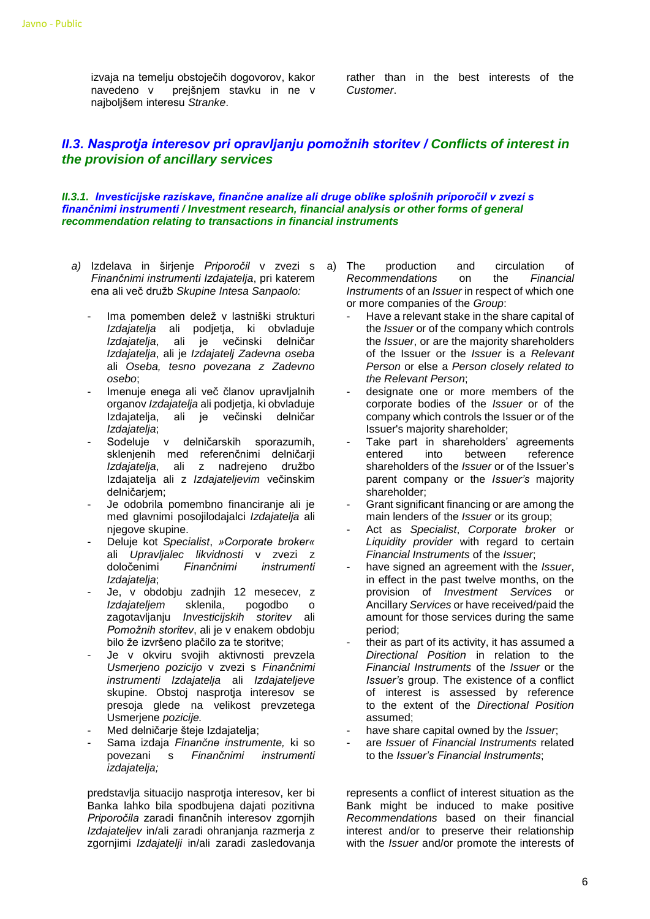izvaja na temelju obstoječih dogovorov, kakor navedeno v prejšnjem stavku in ne v najboljšem interesu *Stranke*.

rather than in the best interests of the *Customer*.

## *II.3. Nasprotja interesov pri opravljanju pomožnih storitev / Conflicts of interest in the provision of ancillary services*

### *II.3.1. Investicijske raziskave, finančne analize ali druge oblike splošnih priporočil v zvezi s finančnimi instrumenti / Investment research, financial analysis or other forms of general recommendation relating to transactions in financial instruments*

*a)* Izdelava in širjenje *Priporočil* v zvezi s *Finančnimi instrumenti Izdajatelja*, pri katerem ena ali več družb *Skupine Intesa Sanpaolo:*

- Ima pomemben delež v lastniški strukturi *Izdajatelja* ali podjetja, ki obvladuje *Izdajatelja*, ali je večinski delničar *Izdajatelja*, ali je *Izdajatelj Zadevna oseba* ali *Oseba, tesno povezana z Zadevno osebo*;
- Imenuje enega ali več članov upravljalnih organov *Izdajatelja* ali podjetja, ki obvladuje Izdajatelja, ali je večinski delničar *Izdajatelja*;
- Sodeluje v delničarskih sporazumih, sklenjenih med referenčnimi delničarji *Izdajatelja*, ali z nadrejeno družbo Izdajatelja ali z *Izdajateljevim* večinskim delničarjem;
- Je odobrila pomembno financiranje ali je med glavnimi posojilodajalci *Izdajatelja* ali njegove skupine.
- Deluje kot *Specialist*, *»Corporate broker«* ali *Upravljalec likvidnosti* v zvezi z določenimi *Finančnimi instrumenti Izdajatelja*;
- Je, v obdobju zadnjih 12 mesecev, z *Izdajateljem* sklenila, pogodbo o zagotavljanju *Investicijskih storitev* ali *Pomožnih storitev*, ali je v enakem obdobju bilo že izvršeno plačilo za te storitve;
- Je v okviru svojih aktivnosti prevzela *Usmerjeno pozicijo* v zvezi s *Finančnimi instrumenti Izdajatelja* ali *Izdajateljeve* skupine. Obstoj nasprotja interesov se presoja glede na velikost prevzetega Usmerjene *pozicije.*
- Med delničarje šteje Izdajatelja;
- Sama izdaja *Finančne instrumente,* ki so povezani s *Finančnimi instrumenti izdajatelja;*

predstavlja situacijo nasprotja interesov, ker bi Banka lahko bila spodbujena dajati pozitivna *Priporočila* zaradi finančnih interesov zgornjih *Izdajateljev* in/ali zaradi ohranjanja razmerja z zgornjimi *Izdajatelji* in/ali zaradi zasledovanja

a) The production and circulation of *Recommendations* on the *Financial Instruments* of an *Issuer* in respect of which one or more companies of the *Group*:

- Have a relevant stake in the share capital of the *Issuer* or of the company which controls the *Issuer*, or are the majority shareholders of the Issuer or the *Issuer* is a *Relevant Person* or else a *Person closely related to the Relevant Person*;
- designate one or more members of the corporate bodies of the *Issuer* or of the company which controls the Issuer or of the Issuer's majority shareholder;
- Take part in shareholders' agreements entered into between reference shareholders of the *Issuer* or of the Issuer's parent company or the *Issuer's* majority shareholder;
- Grant significant financing or are among the main lenders of the *Issuer* or its group;
- Act as *Specialist*, *Corporate broker* or *Liquidity provider* with regard to certain *Financial Instruments* of the *Issuer*;
- have signed an agreement with the *Issuer*, in effect in the past twelve months, on the provision of *Investment Services* or Ancillary *Services* or have received/paid the amount for those services during the same period;
- their as part of its activity, it has assumed a *Directional Position* in relation to the *Financial Instruments* of the *Issuer* or the *Issuer's* group. The existence of a conflict of interest is assessed by reference to the extent of the *Directional Position* assumed;
- have share capital owned by the *Issuer*;
- are *Issuer* of *Financial Instruments* related to the *Issuer's Financial Instruments*;

represents a conflict of interest situation as the Bank might be induced to make positive *Recommendations* based on their financial interest and/or to preserve their relationship with the *Issuer* and/or promote the interests of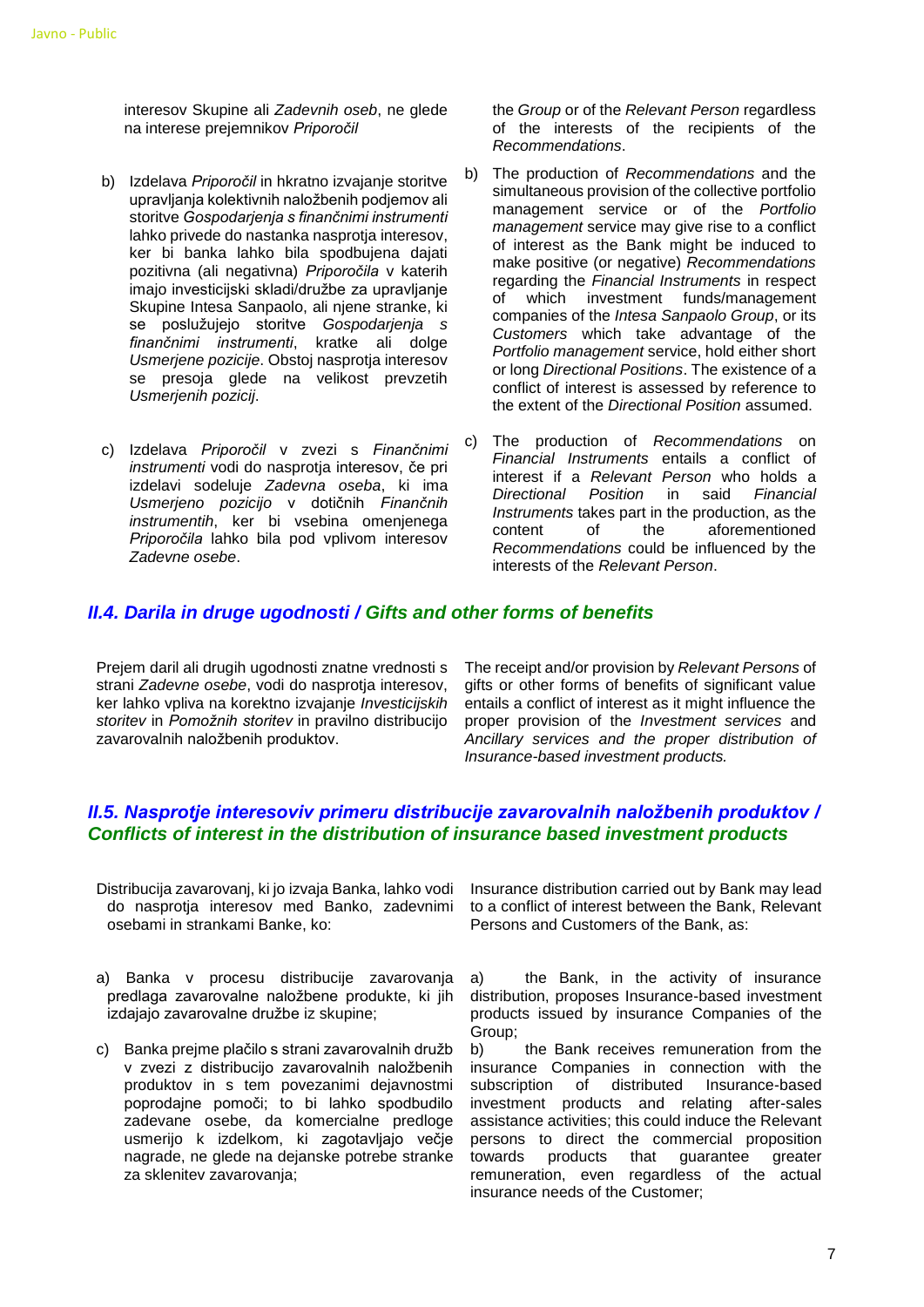interesov Skupine ali *Zadevnih oseb*, ne glede na interese prejemnikov *Priporočil*

the *Group* or of the *Relevant Person* regardless of the interests of the recipients of the *Recommendations*.

b) Izdelava *Priporočil* in hkratno izvajanje storitve upravljanja kolektivnih naložbenih podjemov ali storitve *Gospodarjenja s finančnimi instrumenti* lahko privede do nastanka nasprotja interesov, ker bi banka lahko bila spodbujena dajati pozitivna (ali negativna) *Priporočila* v katerih imajo investicijski skladi/družbe za upravljanje Skupine Intesa Sanpaolo, ali njene stranke, ki se poslužujejo storitve *Gospodarjenja s finančnimi instrumenti*, kratke ali dolge *Usmerjene pozicije*. Obstoj nasprotja interesov se presoja glede na velikost prevzetih *Usmerjenih pozicij*.

b) The production of *Recommendations* and the simultaneous provision of the collective portfolio management service or of the *Portfolio management* service may give rise to a conflict of interest as the Bank might be induced to make positive (or negative) *Recommendations* regarding the *Financial Instruments* in respect of which investment funds/management companies of the *Intesa Sanpaolo Group*, or its *Customers* which take advantage of the *Portfolio management* service, hold either short or long *Directional Positions*. The existence of a conflict of interest is assessed by reference to the extent of the *Directional Position* assumed.

c) Izdelava *Priporočil* v zvezi s *Finančnimi instrumenti* vodi do nasprotja interesov, če pri izdelavi sodeluje *Zadevna oseba*, ki ima *Usmerjeno pozicijo* v dotičnih *Finančnih instrumentih*, ker bi vsebina omenjenega *Priporočila* lahko bila pod vplivom interesov *Zadevne osebe*.

c) The production of *Recommendations* on *Financial Instruments* entails a conflict of interest if a *Relevant Person* who holds a *Directional Position* in said *Financial Instruments* takes part in the production, as the content of the aforementioned *Recommendations* could be influenced by the interests of the *Relevant Person*.

### *II.4. Darila in druge ugodnosti / Gifts and other forms of benefits*

Prejem daril ali drugih ugodnosti znatne vrednosti s strani *Zadevne osebe*, vodi do nasprotja interesov, ker lahko vpliva na korektno izvajanje *Investicijskih storitev* in *Pomožnih storitev* in pravilno distribucijo zavarovalnih naložbenih produktov.

The receipt and/or provision by *Relevant Persons* of gifts or other forms of benefits of significant value entails a conflict of interest as it might influence the proper provision of the *Investment services* and *Ancillary services and the proper distribution of Insurance-based investment products.*

### *II.5. Nasprotje interesoviv primeru distribucije zavarovalnih naložbenih produktov / Conflicts of interest in the distribution of insurance based investment products*

Distribucija zavarovanj, ki jo izvaja Banka, lahko vodi do nasprotja interesov med Banko, zadevnimi osebami in strankami Banke, ko:

Insurance distribution carried out by Bank may lead to a conflict of interest between the Bank, Relevant Persons and Customers of the Bank, as:

a) Banka v procesu distribucije zavarovanja predlaga zavarovalne naložbene produkte, ki jih izdajajo zavarovalne družbe iz skupine;

a) the Bank, in the activity of insurance distribution, proposes Insurance-based investment products issued by insurance Companies of the Group;

c) Banka prejme plačilo s strani zavarovalnih družb v zvezi z distribucijo zavarovalnih naložbenih produktov in s tem povezanimi dejavnostmi poprodajne pomoči; to bi lahko spodbudilo zadevane osebe, da komercialne predloge usmerijo k izdelkom, ki zagotavljajo večje nagrade, ne glede na dejanske potrebe stranke za sklenitev zavarovanja;

b) the Bank receives remuneration from the insurance Companies in connection with the subscription of distributed Insurance-based investment products and relating after-sales assistance activities; this could induce the Relevant persons to direct the commercial proposition towards products that guarantee greater remuneration, even regardless of the actual insurance needs of the Customer;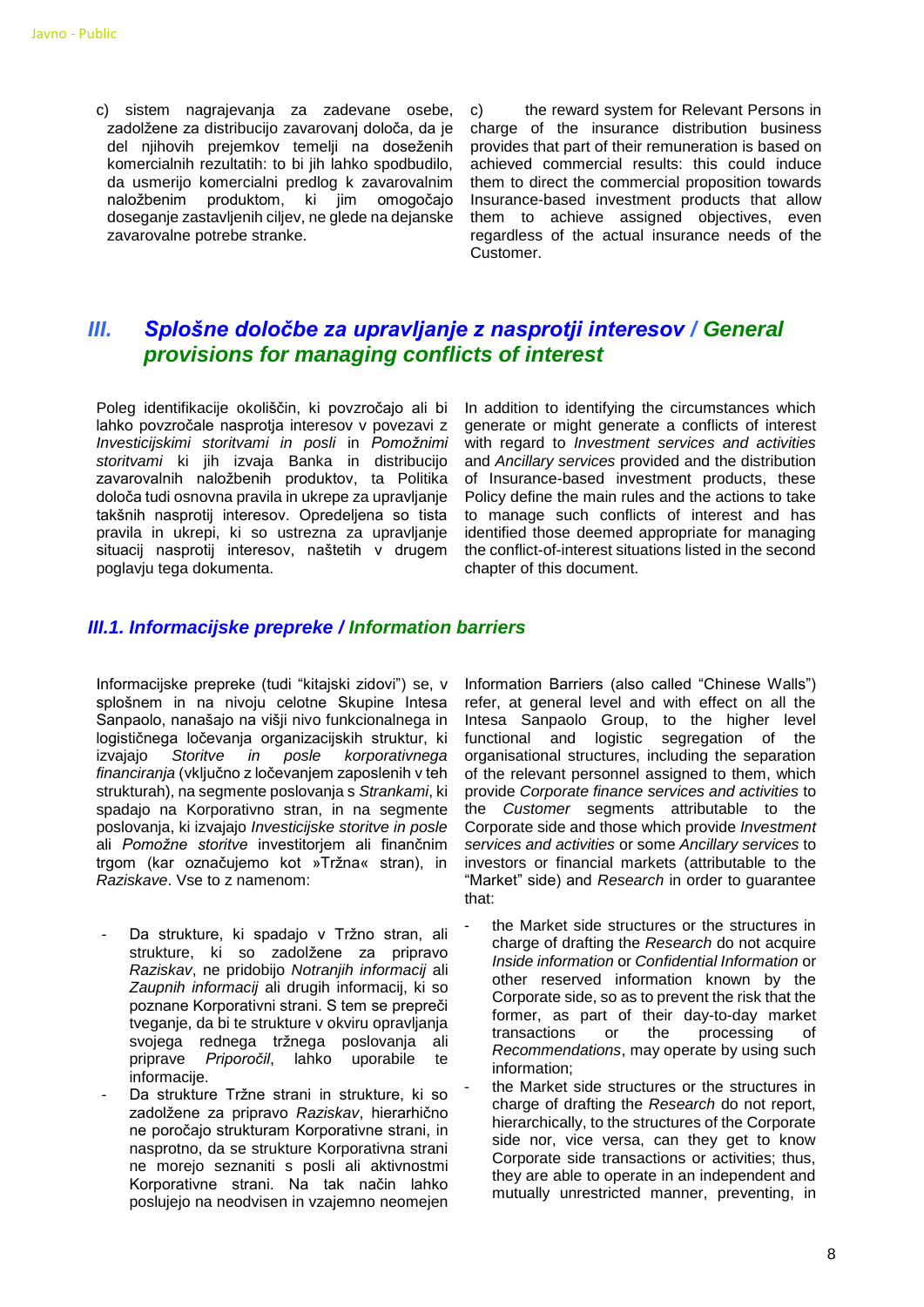c) sistem nagrajevanja za zadevane osebe, zadolžene za distribucijo zavarovanj določa, da je del njihovih prejemkov temelji na doseženih komercialnih rezultatih: to bi jih lahko spodbudilo, da usmerijo komercialni predlog k zavarovalnim naložbenim produktom, ki jim omogočajo doseganje zastavljenih ciljev, ne glede na dejanske zavarovalne potrebe stranke.

c) the reward system for Relevant Persons in charge of the insurance distribution business provides that part of their remuneration is based on achieved commercial results: this could induce them to direct the commercial proposition towards Insurance-based investment products that allow them to achieve assigned objectives, even regardless of the actual insurance needs of the Customer.

## III. Splošne določbe za upravljanje z nasprotji interesov / General provisions for managing conflicts of interest

Poleg identifikacije okoliščin, ki povzročajo ali bi lahko povzročale nasprotja interesov v povezavi z *Investicijskimi storitvami in posli* in *Pomožnimi storitvami* ki jih izvaja Banka in distribucijo zavarovalnih naložbenih produktov, ta Politika določa tudi osnovna pravila in ukrepe za upravljanje takšnih nasprotij interesov. Opredeljena so tista pravila in ukrepi, ki so ustrezna za upravljanje situacij nasprotij interesov, naštetih v drugem poglavju tega dokumenta.

In addition to identifying the circumstances which generate or might generate a conflicts of interest with regard to *Investment services and activities* and *Ancillary services* provided and the distribution of Insurance-based investment products, these Policy define the main rules and the actions to take to manage such conflicts of interest and has identified those deemed appropriate for managing the conflict-of-interest situations listed in the second chapter of this document.

### III.1. Informacijske prepreke / Information barriers

Informacijske prepreke (tudi "kitajski zidovi") se, v splošnem in na nivoju celotne Skupine Intesa Sanpaolo, nanašajo na višji nivo funkcionalnega in logističnega ločevanja organizacijskih struktur, ki izvajajo *Storitve in posle korporativnega financiranja* (vključno z ločevanjem zaposlenih v teh strukturah), na segmente poslovanja s *Strankami*, ki spadajo na Korporativno stran, in na segmente poslovanja, ki izvajajo *Investicijske storitve in posle* ali *Pomožne storitve* investitorjem ali finančnim trgom (kar označujemo kot »Tržna« stran), in *Raziskave*. Vse to z namenom:

- Da strukture, ki spadajo v Tržno stran, ali strukture, ki so zadolžene za pripravo *Raziskav*, ne pridobijo *Notranjih informacij* ali *Zaupnih informacij* ali drugih informacij, ki so poznane Korporativni strani. S tem se prepreči tveganje, da bi te strukture v okviru opravljanja svojega rednega tržnega poslovanja ali priprave *Priporočil*, lahko uporabile te informacije.
- Da strukture Tržne strani in strukture, ki so zadolžene za pripravo *Raziskav*, hierarhično ne poročajo strukturam Korporativne strani, in nasprotno, da se strukture Korporativna strani ne morejo seznaniti s posli ali aktivnostmi Korporativne strani. Na tak način lahko poslujejo na neodvisen in vzajemno neomejen

Information Barriers (also called "Chinese Walls") refer, at general level and with effect on all the Intesa Sanpaolo Group, to the higher level functional and logistic segregation of the organisational structures, including the separation of the relevant personnel assigned to them, which provide *Corporate finance services and activities* to the *Customer* segments attributable to the Corporate side and those which provide *Investment services and activities* or some *Ancillary services* to investors or financial markets (attributable to the "Market" side) and *Research* in order to guarantee that:

- the Market side structures or the structures in charge of drafting the *Research* do not acquire *Inside information* or *Confidential Information* or other reserved information known by the Corporate side, so as to prevent the risk that the former, as part of their day-to-day market transactions or the processing of *Recommendations*, may operate by using such information;
- the Market side structures or the structures in charge of drafting the *Research* do not report, hierarchically, to the structures of the Corporate side nor, vice versa, can they get to know Corporate side transactions or activities; thus, they are able to operate in an independent and mutually unrestricted manner, preventing, in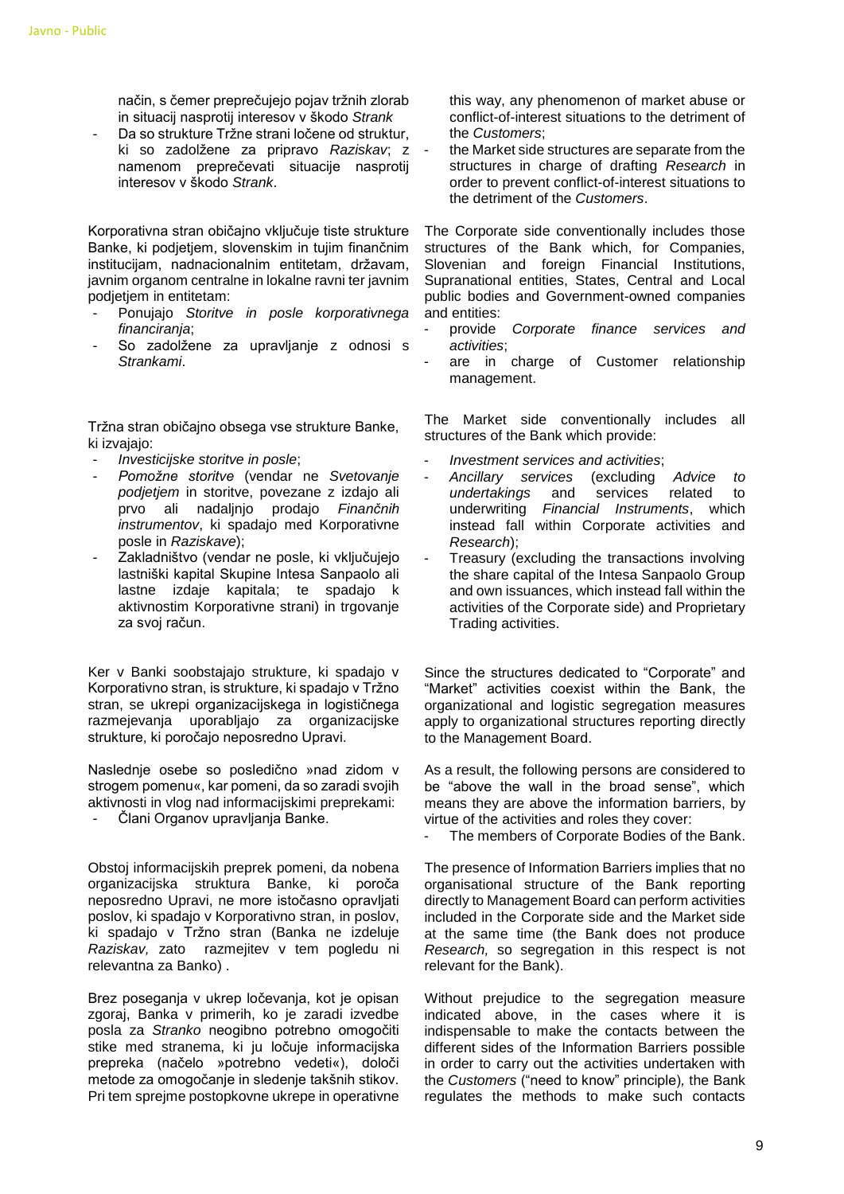način, s čemer preprečujejo pojav tržnih zlorab in situacij nasprotij interesov v škodo *Strank*

- Da so strukture Tržne strani ločene od struktur, ki so zadolžene za pripravo *Raziskav*; z namenom preprečevati situacije nasprotij interesov v škodo *Strank*.

Korporativna stran običajno vključuje tiste strukture Banke, ki podjetjem, slovenskim in tujim finančnim institucijam, nadnacionalnim entitetam, državam, javnim organom centralne in lokalne ravni ter javnim podjetjem in entitetam:

- Ponujajo *Storitve in posle korporativnega financiranja*;
- So zadolžene za upravljanje z odnosi s *Strankami*.

Tržna stran običajno obsega vse strukture Banke, ki izvajajo:

- *Investicijske storitve in posle*;
- *Pomožne storitve* (vendar ne *Svetovanje podjetjem* in storitve, povezane z izdajo ali prvo ali nadaljnjo prodajo *Finančnih instrumentov*, ki spadajo med Korporativne posle in *Raziskave*);
- Zakladništvo (vendar ne posle, ki vključujejo lastniški kapital Skupine Intesa Sanpaolo ali lastne izdaje kapitala; te spadajo k aktivnostim Korporativne strani) in trgovanje za svoj račun.

Ker v Banki soobstajajo strukture, ki spadajo v Korporativno stran, is strukture, ki spadajo v Tržno stran, se ukrepi organizacijskega in logističnega razmejevanja uporabljajo za organizacijske strukture, ki poročajo neposredno Upravi.

Naslednje osebe so posledično »nad zidom v strogem pomenu«, kar pomeni, da so zaradi svojih aktivnosti in vlog nad informacijskimi preprekami:

- Člani Organov upravljanja Banke.

Obstoj informacijskih preprek pomeni, da nobena organizacijska struktura Banke, ki poroča neposredno Upravi, ne more istočasno opravljati poslov, ki spadajo v Korporativno stran, in poslov, ki spadajo v Tržno stran (Banka ne izdeluje *Raziskav,* zato razmejitev v tem pogledu ni relevantna za Banko) .

Brez poseganja v ukrep ločevanja, kot je opisan zgoraj, Banka v primerih, ko je zaradi izvedbe posla za *Stranko* neogibno potrebno omogočiti stike med stranema, ki ju ločuje informacijska prepreka (načelo »potrebno vedeti«), določi metode za omogočanje in sledenje takšnih stikov. Pri tem sprejme postopkovne ukrepe in operativne

this way, any phenomenon of market abuse or conflict-of-interest situations to the detriment of the *Customers*;

- the Market side structures are separate from the structures in charge of drafting *Research* in order to prevent conflict-of-interest situations to the detriment of the *Customers*.

The Corporate side conventionally includes those structures of the Bank which, for Companies, Slovenian and foreign Financial Institutions, Supranational entities, States, Central and Local public bodies and Government-owned companies and entities:

- provide *Corporate finance services and activities*;
- are in charge of Customer relationship management.

The Market side conventionally includes all structures of the Bank which provide:

- *Investment services and activities*;
- *Ancillary services* (excluding *Advice to undertakings* and services related to underwriting *Financial Instruments*, which instead fall within Corporate activities and *Research*);
- Treasury (excluding the transactions involving the share capital of the Intesa Sanpaolo Group and own issuances, which instead fall within the activities of the Corporate side) and Proprietary Trading activities.

Since the structures dedicated to "Corporate" and "Market" activities coexist within the Bank, the organizational and logistic segregation measures apply to organizational structures reporting directly to the Management Board.

As a result, the following persons are considered to be "above the wall in the broad sense", which means they are above the information barriers, by virtue of the activities and roles they cover:

- The members of Corporate Bodies of the Bank.

The presence of Information Barriers implies that no organisational structure of the Bank reporting directly to Management Board can perform activities included in the Corporate side and the Market side at the same time (the Bank does not produce *Research,* so segregation in this respect is not relevant for the Bank).

Without prejudice to the segregation measure indicated above, in the cases where it is indispensable to make the contacts between the different sides of the Information Barriers possible in order to carry out the activities undertaken with the *Customers* ("need to know" principle), the Bank regulates the methods to make such contacts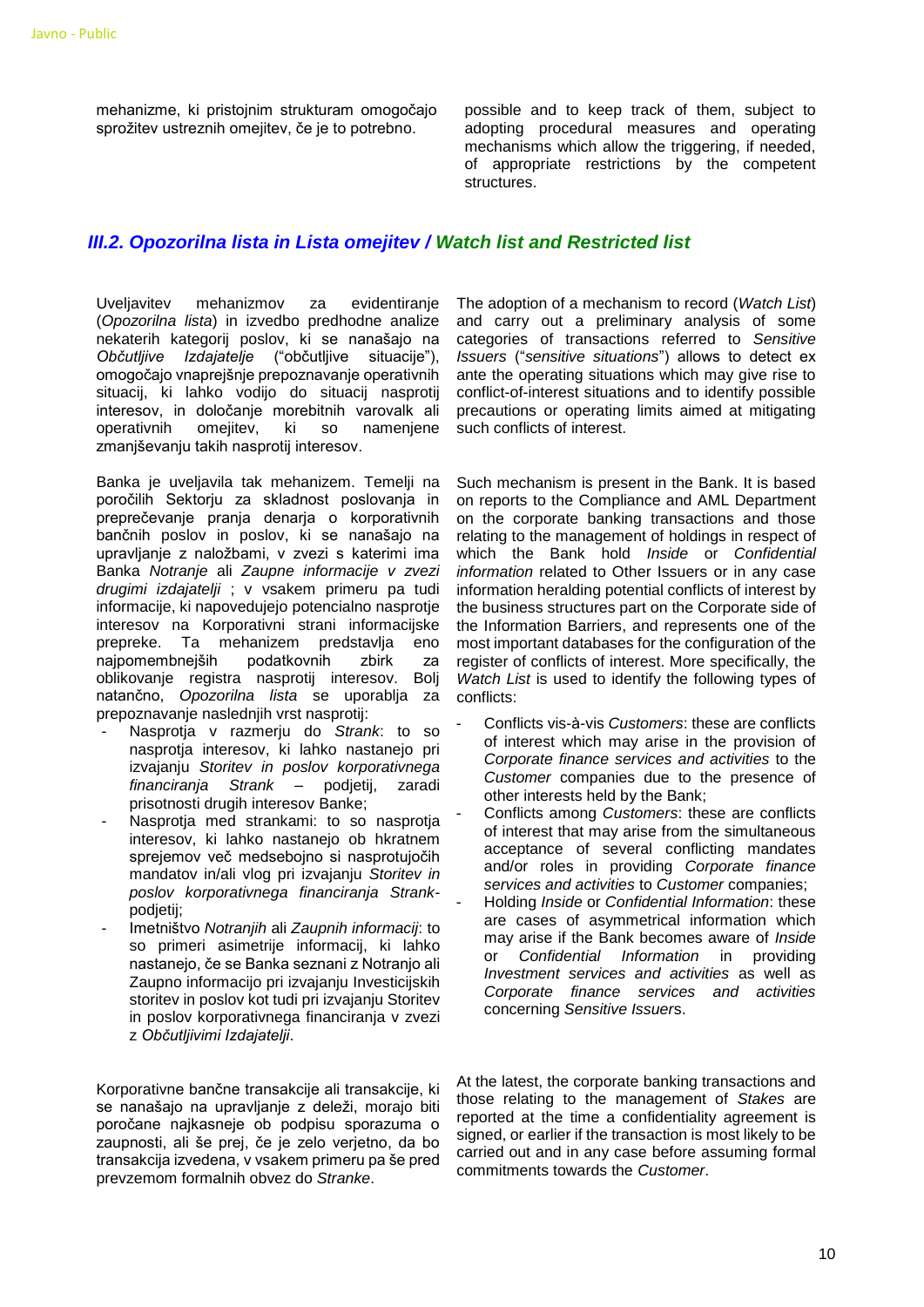mehanizme, ki pristojnim strukturam omogočajo sprožitev ustreznih omejitev, če je to potrebno.

possible and to keep track of them, subject to adopting procedural measures and operating mechanisms which allow the triggering, if needed, of appropriate restrictions by the competent structures.

## *III.2. Opozorilna lista in Lista omejitev / Watch list and Restricted list*

Uveljavitev mehanizmov za evidentiranje (*Opozorilna lista*) in izvedbo predhodne analize nekaterih kategorij poslov, ki se nanašajo na *Občutljive Izdajatelje* ("občutljive situacije"), omogočajo vnaprejšnje prepoznavanje operativnih situacij, ki lahko vodijo do situacij nasprotij interesov, in določanje morebitnih varovalk ali operativnih omejitev, ki so namenjene zmanjševanju takih nasprotij interesov.

The adoption of a mechanism to record (*Watch List*) and carry out a preliminary analysis of some categories of transactions referred to *Sensitive Issuers* ("*sensitive situations*") allows to detect ex ante the operating situations which may give rise to conflict-of-interest situations and to identify possible precautions or operating limits aimed at mitigating such conflicts of interest.

Banka je uveljavila tak mehanizem. Temelji na poročilih Sektorju za skladnost poslovanja in preprečevanje pranja denarja o korporativnih bančnih poslov in poslov, ki se nanašajo na upravljanje z naložbami, v zvezi s katerimi ima Banka *Notranje* ali *Zaupne informacije v zvezi drugimi izdajatelji* ; v vsakem primeru pa tudi informacije, ki napovedujejo potencialno nasprotje interesov na Korporativni strani informacijske prepreke. Ta mehanizem predstavlja eno najpomembnejših podatkovnih zbirk za oblikovanje registra nasprotij interesov. Bolj natančno, *Opozorilna lista* se uporablja za prepoznavanje naslednjih vrst nasprotij:

- Nasprotja v razmerju do *Strank*: to so nasprotja interesov, ki lahko nastanejo pri izvajanju *Storitev in poslov korporativnega financiranja Strank* – podjetij, zaradi prisotnosti drugih interesov Banke;
- Nasprotja med strankami: to so nasprotja interesov, ki lahko nastanejo ob hkratnem sprejemov več medsebojno si nasprotujočih mandatov in/ali vlog pri izvajanju *Storitev in poslov korporativnega financiranja Strank*-podjetij;
- Imetništvo *Notranjih* ali *Zaupnih informacij*: to so primeri asimetrije informacij, ki lahko nastanejo, če se Banka seznani z Notranjo ali Zaupno informacijo pri izvajanju Investicijskih storitev in poslov kot tudi pri izvajanju Storitev in poslov korporativnega financiranja v zvezi z *Občutljivimi Izdajatelji*.

Such mechanism is present in the Bank. It is based on reports to the Compliance and AML Department on the corporate banking transactions and those relating to the management of holdings in respect of which the Bank hold *Inside* or *Confidential information* related to Other Issuers or in any case information heralding potential conflicts of interest by the business structures part on the Corporate side of the Information Barriers, and represents one of the most important databases for the configuration of the register of conflicts of interest. More specifically, the *Watch List* is used to identify the following types of conflicts:

- Conflicts vis-à-vis *Customers*: these are conflicts of interest which may arise in the provision of *Corporate finance services and activities* to the *Customer* companies due to the presence of other interests held by the Bank;
- Conflicts among *Customers*: these are conflicts of interest that may arise from the simultaneous acceptance of several conflicting mandates and/or roles in providing *Corporate finance services and activities* to *Customer* companies;
- Holding *Inside* or *Confidential Information*: these are cases of asymmetrical information which may arise if the Bank becomes aware of *Inside* or *Confidential Information* in providing *Investment services and activities* as well as *Corporate finance services and activities* concerning *Sensitive Issuer*s.

Korporativne bančne transakcije ali transakcije, ki se nanašajo na upravljanje z deleži, morajo biti poročane najkasneje ob podpisu sporazuma o zaupnosti, ali še prej, če je zelo verjetno, da bo transakcija izvedena, v vsakem primeru pa še pred prevzemom formalnih obvez do *Stranke*.

At the latest, the corporate banking transactions and those relating to the management of *Stakes* are reported at the time a confidentiality agreement is signed, or earlier if the transaction is most likely to be carried out and in any case before assuming formal commitments towards the *Customer*.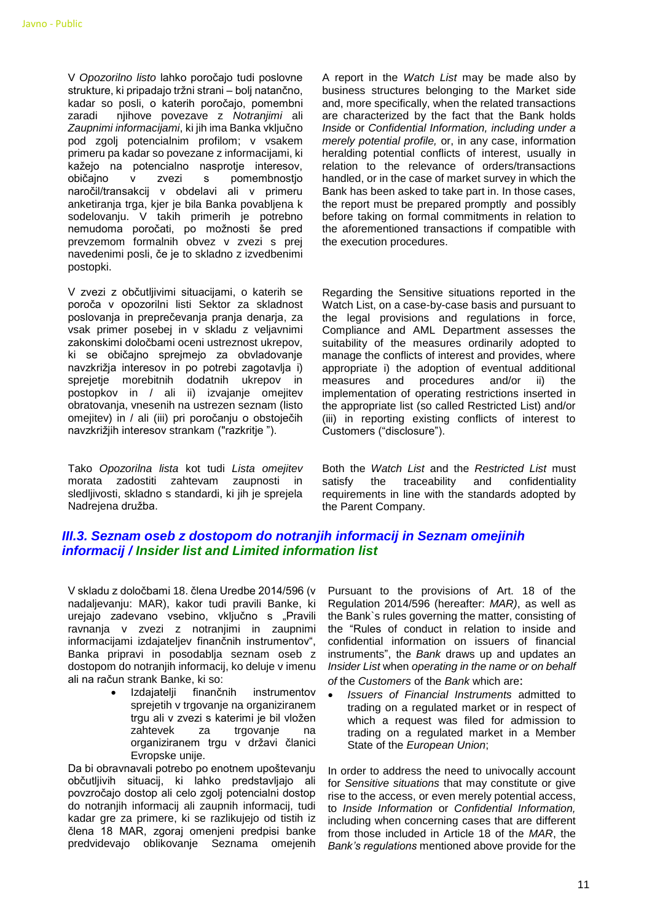V *Opozorilno listo* lahko poročajo tudi poslovne strukture, ki pripadajo tržni strani – bolj natančno, kadar so posli, o katerih poročajo, pomembni zaradi njihove povezave z *Notranjimi* ali *Zaupnimi informacijami*, ki jih ima Banka vključno pod zgolj potencialnim profilom; v vsakem primeru pa kadar so povezane z informacijami, ki kažejo na potencialno nasprotje interesov, običajno v zvezi s pomembnostjo naročil/transakcij v obdelavi ali v primeru anketiranja trga, kjer je bila Banka povabljena k sodelovanju. V takih primerih je potrebno nemudoma poročati, po možnosti še pred prevzemom formalnih obvez v zvezi s prej navedenimi posli, če je to skladno z izvedbenimi postopki.

A report in the *Watch List* may be made also by business structures belonging to the Market side and, more specifically, when the related transactions are characterized by the fact that the Bank holds *Inside* or *Confidential Information, including under a merely potential profile,* or, in any case, information heralding potential conflicts of interest, usually in relation to the relevance of orders/transactions handled, or in the case of market survey in which the Bank has been asked to take part in. In those cases, the report must be prepared promptly and possibly before taking on formal commitments in relation to the aforementioned transactions if compatible with the execution procedures.

V zvezi z občutljivimi situacijami, o katerih se poroča v opozorilni listi Sektor za skladnost poslovanja in preprečevanja pranja denarja, za vsak primer posebej in v skladu z veljavnimi zakonskimi določbami oceni ustreznost ukrepov, ki se običajno sprejmejo za obvladovanje navzkrižja interesov in po potrebi zagotavlja i) sprejetje morebitnih dodatnih ukrepov in postopkov in / ali ii) izvajanje omejitev obratovanja, vnesenih na ustrezen seznam (listo omejitev) in / ali (iii) pri poročanju o obstoječih navzkrižjih interesov strankam ("razkritje ").

Regarding the Sensitive situations reported in the Watch List, on a case-by-case basis and pursuant to the legal provisions and regulations in force, Compliance and AML Department assesses the suitability of the measures ordinarily adopted to manage the conflicts of interest and provides, where appropriate i) the adoption of eventual additional measures and procedures and/or ii) the implementation of operating restrictions inserted in the appropriate list (so called Restricted List) and/or (iii) in reporting existing conflicts of interest to Customers ("disclosure").

Tako *Opozorilna lista* kot tudi *Lista omejitev* morata zadostiti zahtevam zaupnosti in sledljivosti, skladno s standardi, ki jih je sprejela Nadrejena družba.

Both the *Watch List* and the *Restricted List* must satisfy the traceability and confidentiality requirements in line with the standards adopted by the Parent Company.

### *III.3. Seznam oseb z dostopom do notranjih informacij in Seznam omejinih informacij / Insider list and Limited information list*

V skladu z določbami 18. člena Uredbe 2014/596 (v nadaljevanju: MAR), kakor tudi pravili Banke, ki urejajo zadevano vsebino, vključno s „Pravili ravnanja v zvezi z notranjimi in zaupnimi informacijami izdajateljev finančnih instrumentov", Banka pripravi in posodablja seznam oseb z dostopom do notranjih informacij, ko deluje v imenu ali na račun strank Banke, ki so:

- Izdajatelji finančnih instrumentov sprejetih v trgovanje na organiziranem trgu ali v zvezi s katerimi je bil vložen zahtevek za trgovanje na organiziranem trgu v državi članici Evropske unije.

Da bi obravnavali potrebo po enotnem upoštevanju občutljivih situacij, ki lahko predstavljajo ali povzročajo dostop ali celo zgolj potencialni dostop do notranjih informacij ali zaupnih informacij, tudi kadar gre za primere, ki se razlikujejo od tistih iz člena 18 MAR, zgoraj omenjeni predpisi banke predvidevajo oblikovanje Seznama omejenih

Pursuant to the provisions of Art. 18 of the Regulation 2014/596 (hereafter: *MAR)*, as well as the Bank`s rules governing the matter, consisting of the "Rules of conduct in relation to inside and confidential information on issuers of financial instruments", the *Bank* draws up and updates an *Insider List* when *operating in the name or on behalf of* the *Customers* of the *Bank* which are:

- *Issuers of Financial Instruments* admitted to trading on a regulated market or in respect of which a request was filed for admission to trading on a regulated market in a Member State of the *European Union*;

In order to address the need to univocally account for *Sensitive situations* that may constitute or give rise to the access, or even merely potential access, to *Inside Information* or *Confidential Information,* including when concerning cases that are different from those included in Article 18 of the *MAR*, the *Bank's regulations* mentioned above provide for the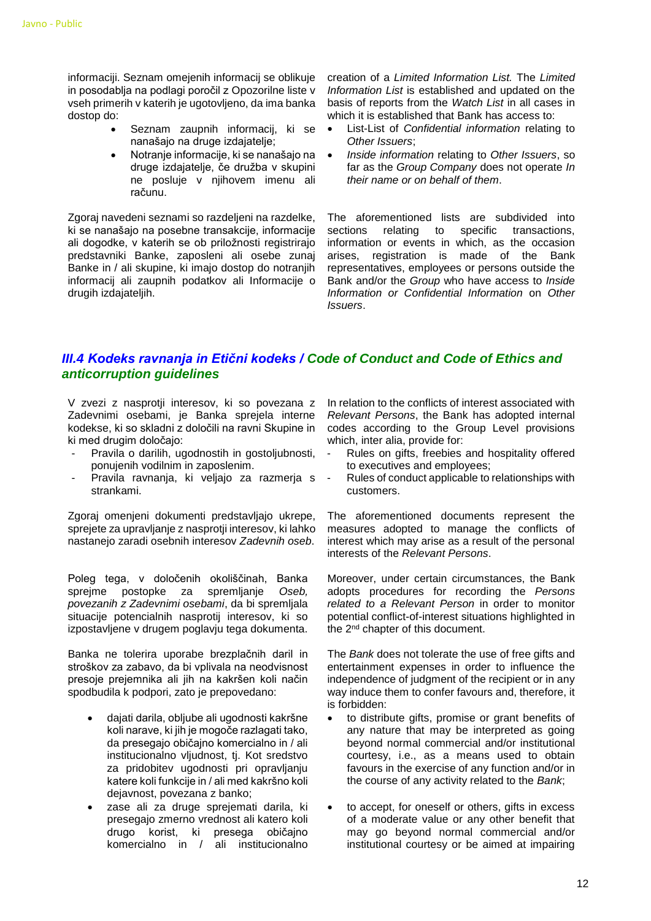informaciji. Seznam omejenih informacij se oblikuje in posodablja na podlagi poročil z Opozorilne liste v vseh primerih v katerih je ugotovljeno, da ima banka dostop do:

- Seznam zaupnih informacij, ki se nanašajo na druge izdajatelje;
- Notranje informacije, ki se nanašajo na druge izdajatelje, če družba v skupini ne posluje v njihovem imenu ali računu.

Zgoraj navedeni seznami so razdeljeni na razdelke, ki se nanašajo na posebne transakcije, informacije ali dogodke, v katerih se ob priložnosti registrirajo predstavniki Banke, zaposleni ali osebe zunaj Banke in / ali skupine, ki imajo dostop do notranjih informacij ali zaupnih podatkov ali Informacije o drugih izdajateljih.

creation of a *Limited Information List.* The *Limited Information List* is established and updated on the basis of reports from the *Watch List* in all cases in which it is established that Bank has access to:

- List-List of *Confidential information* relating to *Other Issuers*;
- *Inside information* relating to *Other Issuers*, so far as the *Group Company* does not operate *In their name or on behalf of them*.

The aforementioned lists are subdivided into sections relating to specific transactions, information or events in which, as the occasion arises, registration is made of the Bank representatives, employees or persons outside the Bank and/or the *Group* who have access to *Inside Information or Confidential Information* on *Other Issuers*.

## *III.4 Kodeks ravnanja in Etični kodeks / Code of Conduct and Code of Ethics and anticorruption guidelines*

V zvezi z nasprotji interesov, ki so povezana z Zadevnimi osebami, je Banka sprejela interne kodekse, ki so skladni z določili na ravni Skupine in ki med drugim določajo:

- Pravila o darilih, ugodnostih in gostoljubnosti, ponujenih vodilnim in zaposlenim.
- Pravila ravnanja, ki veljajo za razmerja s strankami.

Zgoraj omenjeni dokumenti predstavljajo ukrepe, sprejete za upravljanje z nasprotji interesov, ki lahko nastanejo zaradi osebnih interesov *Zadevnih oseb*.

Poleg tega, v določenih okoliščinah, Banka sprejme postopke za spremljanje *Oseb, povezanih z Zadevnimi osebami*, da bi spremljala situacije potencialnih nasprotij interesov, ki so izpostavljene v drugem poglavju tega dokumenta.

Banka ne tolerira uporabe brezplačnih daril in stroškov za zabavo, da bi vplivala na neodvisnost presoje prejemnika ali jih na kakršen koli način spodbudila k podpori, zato je prepovedano:

- dajati darila, obljube ali ugodnosti kakršne koli narave, ki jih je mogoče razlagati tako, da presegajo običajno komercialno in / ali institucionalno vljudnost, tj. Kot sredstvo za pridobitev ugodnosti pri opravljanju katere koli funkcije in / ali med kakršno koli dejavnost, povezana z banko;
- zase ali za druge sprejemati darila, ki presegajo zmerno vrednost ali katero koli drugo korist, ki presega običajno komercialno in / ali institucionalno

In relation to the conflicts of interest associated with *Relevant Persons*, the Bank has adopted internal codes according to the Group Level provisions which, inter alia, provide for:

- Rules on gifts, freebies and hospitality offered to executives and employees;
- Rules of conduct applicable to relationships with customers.

The aforementioned documents represent the measures adopted to manage the conflicts of interest which may arise as a result of the personal interests of the *Relevant Persons*.

Moreover, under certain circumstances, the Bank adopts procedures for recording the *Persons related to a Relevant Person* in order to monitor potential conflict-of-interest situations highlighted in the 2nd chapter of this document.

The *Bank* does not tolerate the use of free gifts and entertainment expenses in order to influence the independence of judgment of the recipient or in any way induce them to confer favours and, therefore, it is forbidden:

- to distribute gifts, promise or grant benefits of any nature that may be interpreted as going beyond normal commercial and/or institutional courtesy, i.e., as a means used to obtain favours in the exercise of any function and/or in the course of any activity related to the *Bank*;
- to accept, for oneself or others, gifts in excess of a moderate value or any other benefit that may go beyond normal commercial and/or institutional courtesy or be aimed at impairing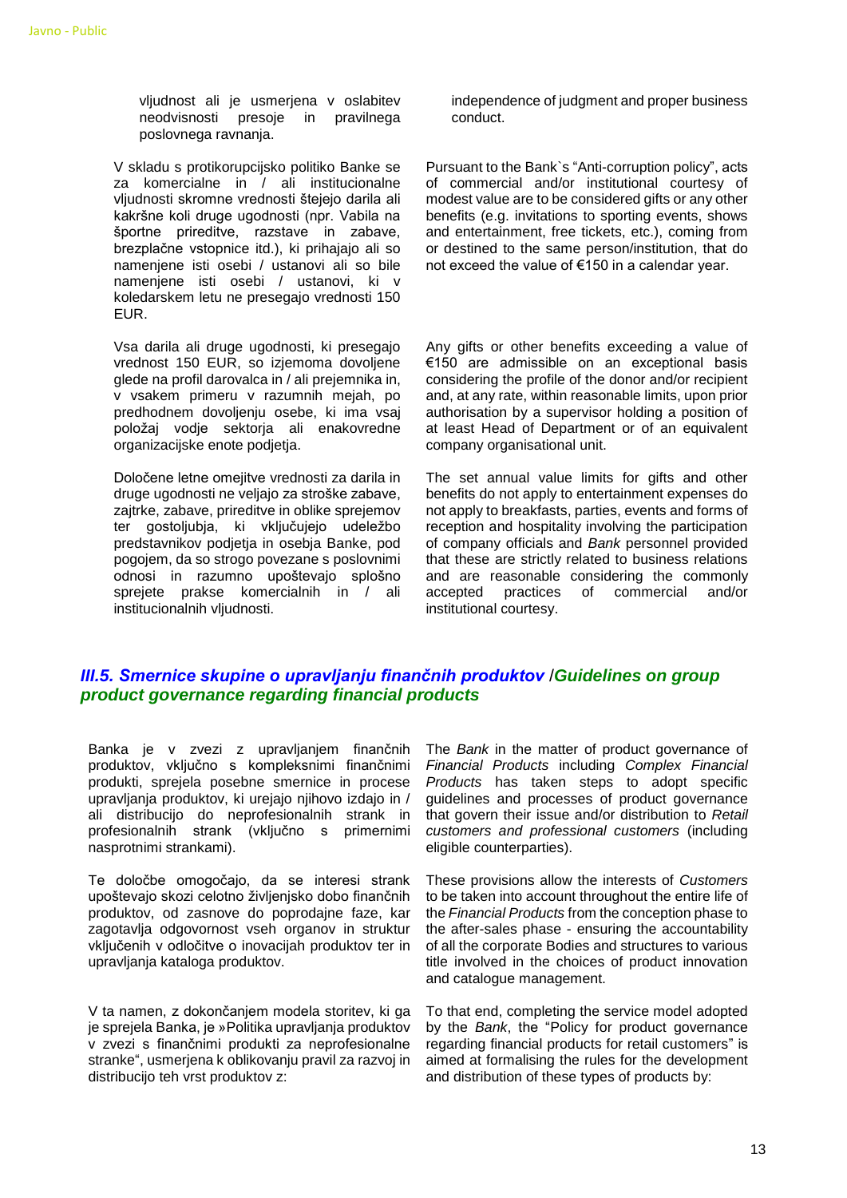vljudnost ali je usmerjena v oslabitev neodvisnosti presoje in pravilnega poslovnega ravnanja.

independence of judgment and proper business conduct.

V skladu s protikorupcijsko politiko Banke se za komercialne in / ali institucionalne vljudnosti skromne vrednosti štejejo darila ali kakršne koli druge ugodnosti (npr. Vabila na športne prireditve, razstave in zabave, brezplačne vstopnice itd.), ki prihajajo ali so namenjene isti osebi / ustanovi ali so bile namenjene isti osebi / ustanovi, ki v koledarskem letu ne presegajo vrednosti 150 EUR.

Pursuant to the Bank`s "Anti-corruption policy", acts of commercial and/or institutional courtesy of modest value are to be considered gifts or any other benefits (e.g. invitations to sporting events, shows and entertainment, free tickets, etc.), coming from or destined to the same person/institution, that do not exceed the value of €150 in a calendar year.

Vsa darila ali druge ugodnosti, ki presegajo vrednost 150 EUR, so izjemoma dovoljene glede na profil darovalca in / ali prejemnika in, v vsakem primeru v razumnih mejah, po predhodnem dovoljenju osebe, ki ima vsaj položaj vodje sektorja ali enakovredne organizacijske enote podjetja.

Any gifts or other benefits exceeding a value of €150 are admissible on an exceptional basis considering the profile of the donor and/or recipient and, at any rate, within reasonable limits, upon prior authorisation by a supervisor holding a position of at least Head of Department or of an equivalent company organisational unit.

Določene letne omejitve vrednosti za darila in druge ugodnosti ne veljajo za stroške zabave, zajtrke, zabave, prireditve in oblike sprejemov ter gostoljubja, ki vključujejo udeležbo predstavnikov podjetja in osebja Banke, pod pogojem, da so strogo povezane s poslovnimi odnosi in razumno upoštevajo splošno sprejete prakse komercialnih in / ali institucionalnih vljudnosti.

The set annual value limits for gifts and other benefits do not apply to entertainment expenses do not apply to breakfasts, parties, events and forms of reception and hospitality involving the participation of company officials and *Bank* personnel provided that these are strictly related to business relations and are reasonable considering the commonly accepted practices of commercial and/or institutional courtesy.

## *III.5. Smernice skupine o upravljanju finančnih produktov* /*Guidelines on group product governance regarding financial products*

Banka je v zvezi z upravljanjem finančnih produktov, vključno s kompleksnimi finančnimi produkti, sprejela posebne smernice in procese upravljanja produktov, ki urejajo njihovo izdajo in / ali distribucijo do neprofesionalnih strank in profesionalnih strank (vključno s primernimi nasprotnimi strankami).

The *Bank* in the matter of product governance of *Financial Products* including *Complex Financial Products* has taken steps to adopt specific guidelines and processes of product governance that govern their issue and/or distribution to *Retail customers and professional customers* (including eligible counterparties).

Te določbe omogočajo, da se interesi strank upoštevajo skozi celotno življenjsko dobo finančnih produktov, od zasnove do poprodajne faze, kar zagotavlja odgovornost vseh organov in struktur vključenih v odločitve o inovacijah produktov ter in upravljanja kataloga produktov.

These provisions allow the interests of *Customers* to be taken into account throughout the entire life of the *Financial Products* from the conception phase to the after-sales phase - ensuring the accountability of all the corporate Bodies and structures to various title involved in the choices of product innovation and catalogue management.

V ta namen, z dokončanjem modela storitev, ki ga je sprejela Banka, je »Politika upravljanja produktov v zvezi s finančnimi produkti za neprofesionalne stranke", usmerjena k oblikovanju pravil za razvoj in distribucijo teh vrst produktov z:

To that end, completing the service model adopted by the *Bank*, the "Policy for product governance regarding financial products for retail customers" is aimed at formalising the rules for the development and distribution of these types of products by: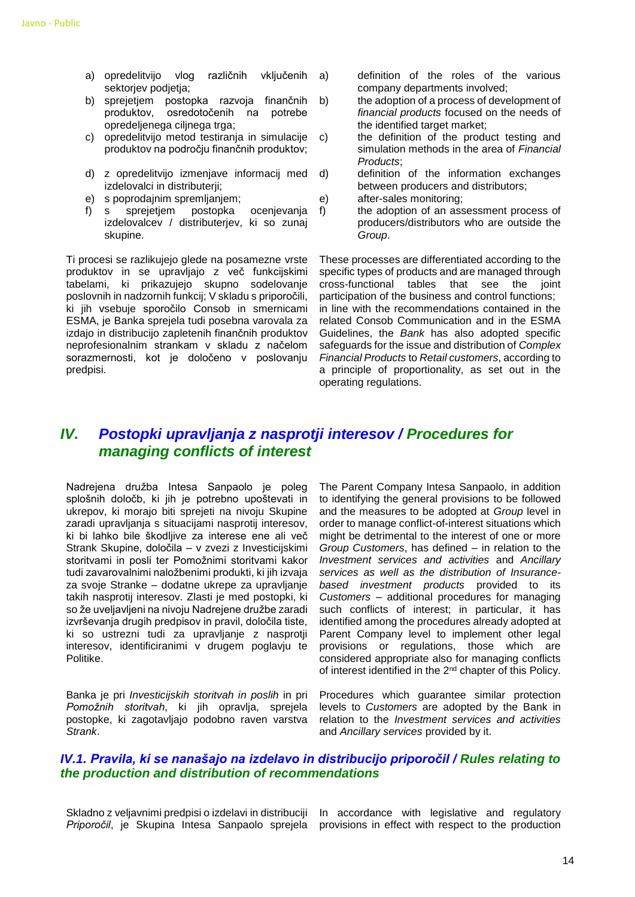a) opredelitvijo vlog različnih vključenih sektorjev podjetja;
b) sprejetjem postopka razvoja finančnih produktov, osredotočenih na potrebe opredeljenega ciljnega trga;
c) opredelitvijo metod testiranja in simulacije produktov na področju finančnih produktov;
d) z opredelitvijo izmenjave informacij med izdelovalci in distributerji;
e) s poprodajnim spremljanjem;
f) s sprejetjem postopka ocenjevanja izdelovalcev / distributerjev, ki so zunaj skupine.

Ti procesi se razlikujejo glede na posamezne vrste produktov in se upravljajo z več funkcijskimi tabelami, ki prikazujejo skupno sodelovanje poslovnih in nadzornih funkcij; V skladu s priporočili, ki jih vsebuje sporočilo Consob in smernicami ESMA, je Banka sprejela tudi posebna varovala za izdajo in distribucijo zapletenih finančnih produktov neprofesionalnim strankam v skladu z načelom sorazmernosti, kot je določeno v poslovanju predpisi.

a) definition of the roles of the various company departments involved;
b) the adoption of a process of development of *financial products* focused on the needs of the identified target market;
c) the definition of the product testing and simulation methods in the area of *Financial Products*;
d) definition of the information exchanges between producers and distributors;
e) after-sales monitoring;
f) the adoption of an assessment process of producers/distributors who are outside the *Group*.

These processes are differentiated according to the specific types of products and are managed through cross-functional tables that see the joint participation of the business and control functions; in line with the recommendations contained in the related Consob Communication and in the ESMA Guidelines, the *Bank* has also adopted specific safeguards for the issue and distribution of *Complex Financial Products* to *Retail customers*, according to a principle of proportionality, as set out in the operating regulations.

## IV. *Postopki upravljanja z nasprotji interesov / Procedures for managing conflicts of interest*

Nadrejena družba Intesa Sanpaolo je poleg splošnih določb, ki jih je potrebno upoštevati in ukrepov, ki morajo biti sprejeti na nivoju Skupine zaradi upravljanja s situacijami nasprotij interesov, ki bi lahko bile škodljive za interese ene ali več Strank Skupine, določila – v zvezi z Investicijskimi storitvami in posli ter Pomožnimi storitvami kakor tudi zavarovalnimi naložbenimi produkti, ki jih izvaja za svoje Stranke – dodatne ukrepe za upravljanje takih nasprotij interesov. Zlasti je med postopki, ki so že uveljavljeni na nivoju Nadrejene družbe zaradi izvrševanja drugih predpisov in pravil, določila tiste, ki so ustrezni tudi za upravljanje z nasprotji interesov, identificiranimi v drugem poglavju te Politike.

Banka je pri *Investicijskih storitvah in poslih* in pri *Pomožnih storitvah*, ki jih opravlja, sprejela postopke, ki zagotavljajo podobno raven varstva *Strank*.

The Parent Company Intesa Sanpaolo, in addition to identifying the general provisions to be followed and the measures to be adopted at *Group* level in order to manage conflict-of-interest situations which might be detrimental to the interest of one or more *Group Customers*, has defined – in relation to the *Investment services and activities* and *Ancillary services as well as the distribution of Insurance-based investment products* provided to its *Customers* – additional procedures for managing such conflicts of interest; in particular, it has identified among the procedures already adopted at Parent Company level to implement other legal provisions or regulations, those which are considered appropriate also for managing conflicts of interest identified in the 2nd chapter of this Policy.

Procedures which guarantee similar protection levels to *Customers* are adopted by the Bank in relation to the *Investment services and activities* and *Ancillary services* provided by it.

### *IV.1. Pravila, ki se nanašajo na izdelavo in distribucijo priporočil / Rules relating to the production and distribution of recommendations*

Skladno z veljavnimi predpisi o izdelavi in distribuciji *Priporočil*, je Skupina Intesa Sanpaolo sprejela

In accordance with legislative and regulatory provisions in effect with respect to the production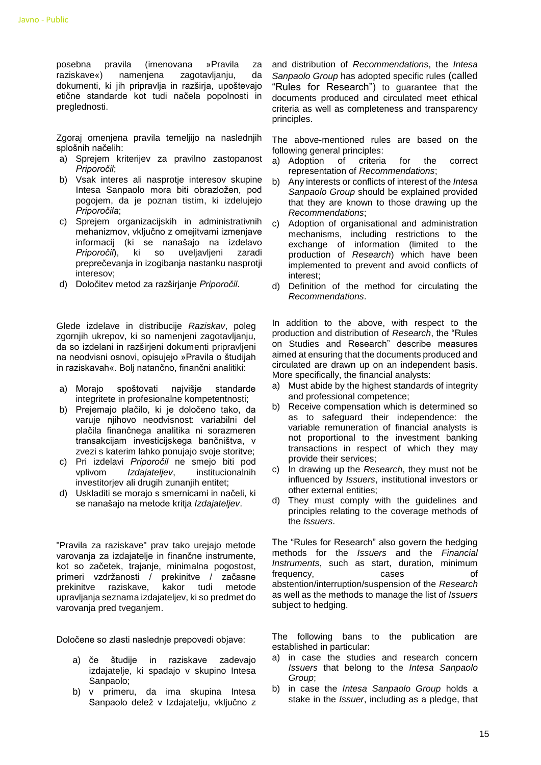posebna pravila (imenovana »Pravila za raziskave«) namenjena zagotavljanju, da dokumenti, ki jih pripravlja in razširja, upoštevajo etične standarde kot tudi načela popolnosti in preglednosti.

Zgoraj omenjena pravila temeljijo na naslednjih splošnih načelih:

a) Sprejem kriterijev za pravilno zastopanost *Priporočil*;
b) Vsak interes ali nasprotje interesov skupine Intesa Sanpaolo mora biti obrazložen, pod pogojem, da je poznan tistim, ki izdelujejo *Priporočila*;
c) Sprejem organizacijskih in administrativnih mehanizmov, vključno z omejitvami izmenjave informacij (ki se nanašajo na izdelavo *Priporočil*), ki so uveljavljeni zaradi preprečevanja in izogibanja nastanku nasprotji interesov;
d) Določitev metod za razširjanje *Priporočil*.

Glede izdelave in distribucije *Raziskav*, poleg zgornjih ukrepov, ki so namenjeni zagotavljanju, da so izdelani in razširjeni dokumenti pripravljeni na neodvisni osnovi, opisujejo »Pravila o študijah in raziskavah«. Bolj natančno, finančni analitiki:

a) Morajo spoštovati najvišje standarde integritete in profesionalne kompetentnosti;
b) Prejemajo plačilo, ki je določeno tako, da varuje njihovo neodvisnost: variabilni del plačila finančnega analitika ni sorazmeren transakcijam investicijskega bančništva, v zvezi s katerim lahko ponujajo svoje storitve;
c) Pri izdelavi *Priporočil* ne smejo biti pod vplivom *Izdajateljev*, institucionalnih investitorjev ali drugih zunanjih entitet;
d) Uskladiti se morajo s smernicami in načeli, ki se nanašajo na metode kritja *Izdajateljev*.

"Pravila za raziskave" prav tako urejajo metode varovanja za izdajatelje in finančne instrumente, kot so začetek, trajanje, minimalna pogostost, primeri vzdržanosti / prekinitve / začasne prekinitve raziskave, kakor tudi metode upravljanja seznama izdajateljev, ki so predmet do varovanja pred tveganjem.

Določene so zlasti naslednje prepovedi objave:

a) če študije in raziskave zadevajo izdajatelje, ki spadajo v skupino Intesa Sanpaolo;
b) v primeru, da ima skupina Intesa Sanpaolo delež v Izdajatelju, vključno z

and distribution of *Recommendations*, the *Intesa Sanpaolo Group* has adopted specific rules (called "Rules for Research") to guarantee that the documents produced and circulated meet ethical criteria as well as completeness and transparency principles.

The above-mentioned rules are based on the following general principles:

a) Adoption of criteria for the correct representation of *Recommendations*;
b) Any interests or conflicts of interest of the *Intesa Sanpaolo Group* should be explained provided that they are known to those drawing up the *Recommendations*;
c) Adoption of organisational and administration mechanisms, including restrictions to the exchange of information (limited to the production of *Research*) which have been implemented to prevent and avoid conflicts of interest;
d) Definition of the method for circulating the *Recommendations*.

In addition to the above, with respect to the production and distribution of *Research*, the "Rules on Studies and Research" describe measures aimed at ensuring that the documents produced and circulated are drawn up on an independent basis. More specifically, the financial analysts:

a) Must abide by the highest standards of integrity and professional competence;
b) Receive compensation which is determined so as to safeguard their independence: the variable remuneration of financial analysts is not proportional to the investment banking transactions in respect of which they may provide their services;
c) In drawing up the *Research*, they must not be influenced by *Issuers*, institutional investors or other external entities;
d) They must comply with the guidelines and principles relating to the coverage methods of the *Issuers*.

The "Rules for Research" also govern the hedging methods for the *Issuers* and the *Financial Instruments*, such as start, duration, minimum frequency, cases of abstention/interruption/suspension of the *Research* as well as the methods to manage the list of *Issuers* subject to hedging.

The following bans to the publication are established in particular:

a) in case the studies and research concern *Issuers* that belong to the *Intesa Sanpaolo Group*;
b) in case the *Intesa Sanpaolo Group* holds a stake in the *Issuer*, including as a pledge, that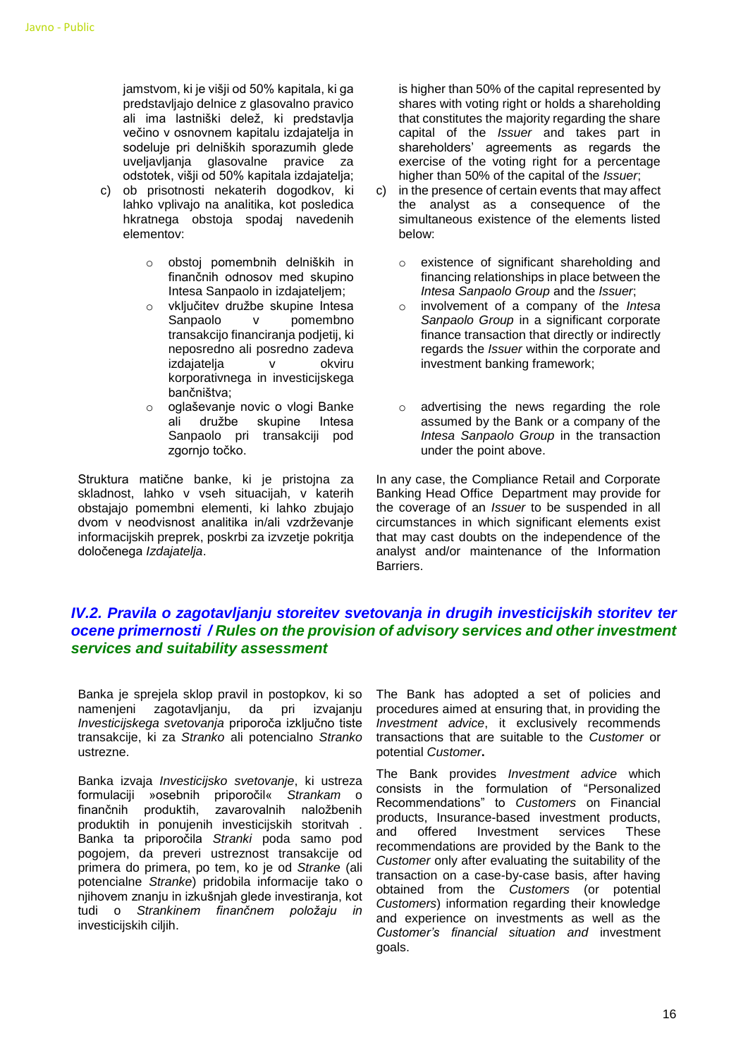jamstvom, ki je višji od 50% kapitala, ki ga predstavljajo delnice z glasovalno pravico ali ima lastniški delež, ki predstavlja večino v osnovnem kapitalu izdajatelja in sodeluje pri delniških sporazumih glede uveljavljanja glasovalne pravice za odstotek, višji od 50% kapitala izdajatelja;

c) ob prisotnosti nekaterih dogodkov, ki lahko vplivajo na analitika, kot posledica hkratnega obstoja spodaj navedenih elementov:

- obstoj pomembnih delniških in finančnih odnosov med skupino Intesa Sanpaolo in izdajateljem;
- vključitev družbe skupine Intesa Sanpaolo v pomembno transakcijo financiranja podjetij, ki neposredno ali posredno zadeva izdajatelja v okviru korporativnega in investicijskega bančništva;
- oglaševanje novic o vlogi Banke ali družbe skupine Intesa Sanpaolo pri transakciji pod zgornjo točko.

Struktura matične banke, ki je pristojna za skladnost, lahko v vseh situacijah, v katerih obstajajo pomembni elementi, ki lahko zbujajo dvom v neodvisnost analitika in/ali vzdrževanje informacijskih preprek, poskrbi za izvzetje pokritja določenega *Izdajatelja*.

is higher than 50% of the capital represented by shares with voting right or holds a shareholding that constitutes the majority regarding the share capital of the *Issuer* and takes part in shareholders' agreements as regards the exercise of the voting right for a percentage higher than 50% of the capital of the *Issuer*;

c) in the presence of certain events that may affect the analyst as a consequence of the simultaneous existence of the elements listed below:

- existence of significant shareholding and financing relationships in place between the *Intesa Sanpaolo Group* and the *Issuer*;
- involvement of a company of the *Intesa Sanpaolo Group* in a significant corporate finance transaction that directly or indirectly regards the *Issuer* within the corporate and investment banking framework;
- advertising the news regarding the role assumed by the Bank or a company of the *Intesa Sanpaolo Group* in the transaction under the point above.

In any case, the Compliance Retail and Corporate Banking Head Office Department may provide for the coverage of an *Issuer* to be suspended in all circumstances in which significant elements exist that may cast doubts on the independence of the analyst and/or maintenance of the Information Barriers.

## *IV.2. Pravila o zagotavljanju storeitev svetovanja in drugih investicijskih storitev ter ocene primernosti / Rules on the provision of advisory services and other investment services and suitability assessment*

Banka je sprejela sklop pravil in postopkov, ki so namenjeni zagotavljanju, da pri izvajanju *Investicijskega svetovanja* priporoča izključno tiste transakcije, ki za *Stranko* ali potencialno *Stranko* ustrezne.

Banka izvaja *Investicijsko svetovanje*, ki ustreza formulaciji »osebnih priporočil« *Strankam* o finančnih produktih, zavarovalnih naložbenih produktih in ponujenih investicijskih storitvah . Banka ta priporočila *Stranki* poda samo pod pogojem, da preveri ustreznost transakcije od primera do primera, po tem, ko je od *Stranke* (ali potencialne *Stranke*) pridobila informacije tako o njihovem znanju in izkušnjah glede investiranja, kot tudi o *Strankinem finančnem položaju in* investicijskih ciljih.

The Bank has adopted a set of policies and procedures aimed at ensuring that, in providing the *Investment advice*, it exclusively recommends transactions that are suitable to the *Customer* or potential *Customer*.

The Bank provides *Investment advice* which consists in the formulation of "Personalized Recommendations" to *Customers* on Financial products, Insurance-based investment products, and offered Investment services These recommendations are provided by the Bank to the *Customer* only after evaluating the suitability of the transaction on a case-by-case basis, after having obtained from the *Customers* (or potential *Customers*) information regarding their knowledge and experience on investments as well as the *Customer's financial situation and* investment goals.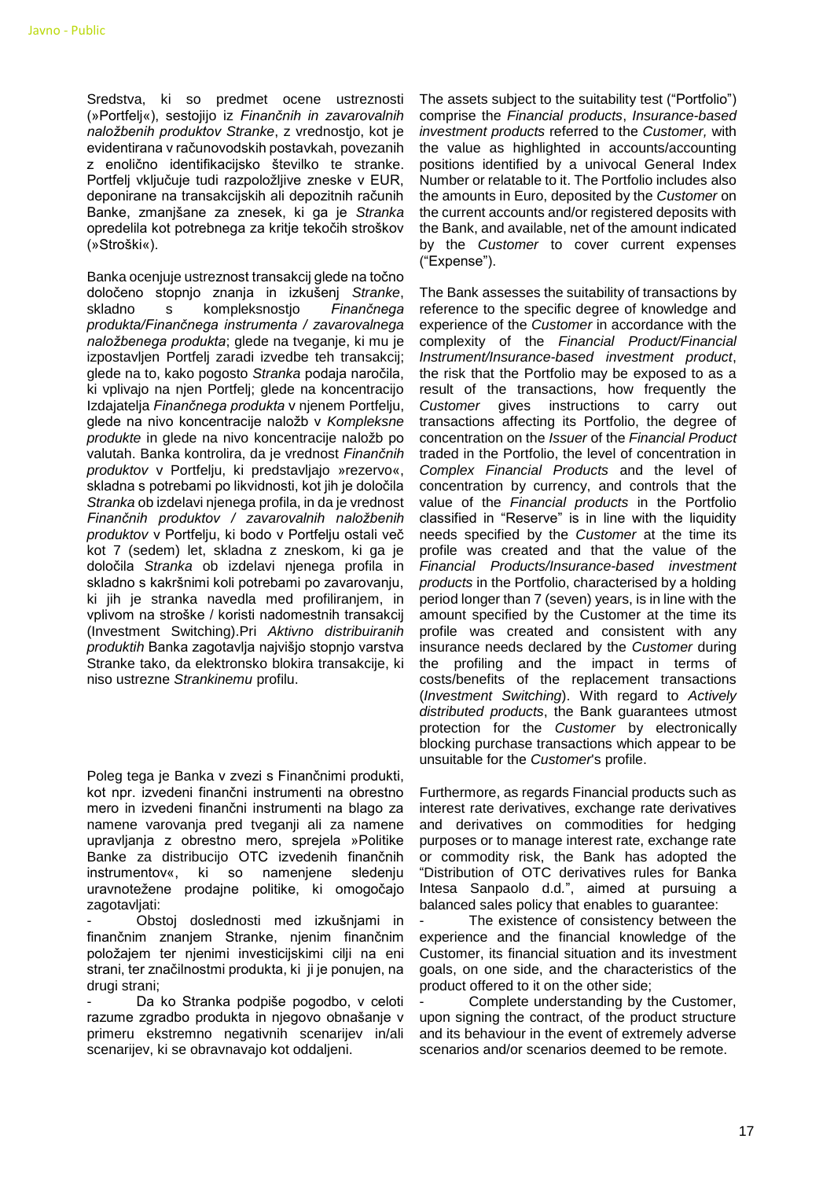Sredstva, ki so predmet ocene ustreznosti (»Portfelj«), sestojijo iz *Finančnih in zavarovalnih naložbenih produktov Stranke*, z vrednostjo, kot je evidentirana v računovodskih postavkah, povezanih z enolično identifikacijsko številko te stranke. Portfelj vključuje tudi razpoložljive zneske v EUR, deponirane na transakcijskih ali depozitnih računih Banke, zmanjšane za znesek, ki ga je *Stranka* opredelila kot potrebnega za kritje tekočih stroškov (»Stroški«).

Banka ocenjuje ustreznost transakcij glede na točno določeno stopnjo znanja in izkušenj *Stranke*, skladno s kompleksnostjo *Finančnega produkta/Finančnega instrumenta / zavarovalnega naložbenega produkta*; glede na tveganje, ki mu je izpostavljen Portfelj zaradi izvedbe teh transakcij; glede na to, kako pogosto *Stranka* podaja naročila, ki vplivajo na njen Portfelj; glede na koncentracijo Izdajatelja *Finančnega produkta* v njenem Portfelju, glede na nivo koncentracije naložb v *Kompleksne produkte* in glede na nivo koncentracije naložb po valutah. Banka kontrolira, da je vrednost *Finančnih produktov* v Portfelju, ki predstavljajo »rezervo«, skladna s potrebami po likvidnosti, kot jih je določila *Stranka* ob izdelavi njenega profila, in da je vrednost *Finančnih produktov / zavarovalnih naložbenih produktov* v Portfelju, ki bodo v Portfelju ostali več kot 7 (sedem) let, skladna z zneskom, ki ga je določila *Stranka* ob izdelavi njenega profila in skladno s kakršnimi koli potrebami po zavarovanju, ki jih je stranka navedla med profiliranjem, in vplivom na stroške / koristi nadomestnih transakcij (Investment Switching).Pri *Aktivno distribuiranih produktih* Banka zagotavlja najvišjo stopnjo varstva Stranke tako, da elektronsko blokira transakcije, ki niso ustrezne *Strankinemu* profilu.

Poleg tega je Banka v zvezi s Finančnimi produkti, kot npr. izvedeni finančni instrumenti na obrestno mero in izvedeni finančni instrumenti na blago za namene varovanja pred tveganji ali za namene upravljanja z obrestno mero, sprejela »Politike Banke za distribucijo OTC izvedenih finančnih instrumentov«, ki so namenjene sledenju uravnotežene prodajne politike, ki omogočajo zagotavljati:

- Obstoj doslednosti med izkušnjami in finančnim znanjem Stranke, njenim finančnim položajem ter njenimi investicijskimi cilji na eni strani, ter značilnostmi produkta, ki ji je ponujen, na drugi strani;
- Da ko Stranka podpiše pogodbo, v celoti razume zgradbo produkta in njegovo obnašanje v primeru ekstremno negativnih scenarijev in/ali scenarijev, ki se obravnavajo kot oddaljeni.

The assets subject to the suitability test ("Portfolio") comprise the *Financial products*, *Insurance-based investment products* referred to the *Customer,* with the value as highlighted in accounts/accounting positions identified by a univocal General Index Number or relatable to it. The Portfolio includes also the amounts in Euro, deposited by the *Customer* on the current accounts and/or registered deposits with the Bank, and available, net of the amount indicated by the *Customer* to cover current expenses ("Expense").

The Bank assesses the suitability of transactions by reference to the specific degree of knowledge and experience of the *Customer* in accordance with the complexity of the *Financial Product/Financial Instrument/Insurance-based investment product*, the risk that the Portfolio may be exposed to as a result of the transactions, how frequently the *Customer* gives instructions to carry out transactions affecting its Portfolio, the degree of concentration on the *Issuer* of the *Financial Product* traded in the Portfolio, the level of concentration in *Complex Financial Products* and the level of concentration by currency, and controls that the value of the *Financial products* in the Portfolio classified in "Reserve" is in line with the liquidity needs specified by the *Customer* at the time its profile was created and that the value of the *Financial Products/Insurance-based investment products* in the Portfolio, characterised by a holding period longer than 7 (seven) years, is in line with the amount specified by the Customer at the time its profile was created and consistent with any insurance needs declared by the *Customer* during the profiling and the impact in terms of costs/benefits of the replacement transactions (*Investment Switching*). With regard to *Actively distributed products*, the Bank guarantees utmost protection for the *Customer* by electronically blocking purchase transactions which appear to be unsuitable for the *Customer*'s profile.

Furthermore, as regards Financial products such as interest rate derivatives, exchange rate derivatives and derivatives on commodities for hedging purposes or to manage interest rate, exchange rate or commodity risk, the Bank has adopted the "Distribution of OTC derivatives rules for Banka Intesa Sanpaolo d.d.", aimed at pursuing a balanced sales policy that enables to guarantee:

- The existence of consistency between the experience and the financial knowledge of the Customer, its financial situation and its investment goals, on one side, and the characteristics of the product offered to it on the other side;
- Complete understanding by the Customer, upon signing the contract, of the product structure and its behaviour in the event of extremely adverse scenarios and/or scenarios deemed to be remote.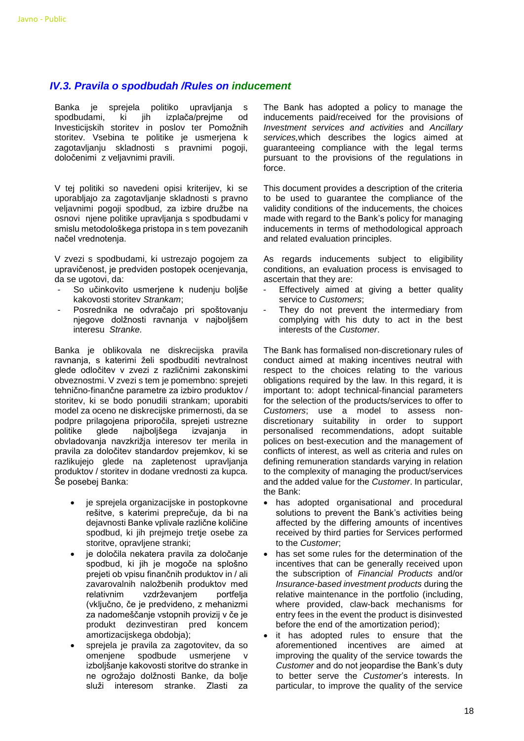### *IV.3. Pravila o spodbudah /Rules on inducement*

Banka je sprejela politiko upravljanja s spodbudami, ki jih izplača/prejme od Investicijskih storitev in poslov ter Pomožnih storitev. Vsebina te politike je usmerjena k zagotavljanju skladnosti s pravno pogoji, določenimi z veljavnimi pravili.

V tej politiki so navedeni opisi kriterijev, ki se uporabljajo za zagotavljanje skladnosti z veljavnimi pogoji spodbud, za izbire družbe na osnovi njene politike upravljanja s spodbudami v smislu metodološkega pristopa in s tem povezanih načel vrednotenja.

V zvezi s spodbudami, ki ustrezajo pogojem za upravičenost, je predviden postopek ocenjevanja, da se ugotovi, da:

- So učinkovito usmerjene k nudenju boljše kakovosti storitev *Strankam*;
- Posrednika ne odvračajo pri spoštovanju njegove dolžnosti ravnanja v najboljšem interesu *Stranke.*

Banka je oblikovala ne diskrecijska pravila ravnanja, s katerimi želi spodbuditi nevtralnost glede odločitev v zvezi z različnimi zakonskimi obveznostmi. V zvezi s tem je pomembno: sprejeti tehnično-finančne parametre za izbiro produktov / storitev, ki se bodo ponudili strankam; uporabiti model za oceno ne diskrecijske primernosti, da se podpre prilagojena priporočila, sprejeti ustrezne politike glede najboljšega izvajanja in obvladovanja navzkrižja interesov ter merila in pravila za določitev standardov prejemkov, ki se razlikujejo glede na zapletenost upravljanja produktov / storitev in dodane vrednosti za kupca. Še posebej Banka:

- je sprejela organizacijske in postopkovne rešitve, s katerimi preprečuje, da bi na dejavnosti Banke vplivale različne količine spodbud, ki jih prejmejo tretje osebe za storitve, opravljene stranki;
- je določila nekatera pravila za določanje spodbud, ki jih je mogoče na splošno prejeti ob vpisu finančnih produktov in / ali zavarovalnih naložbenih produktov med relativnim vzdrževanjem portfelja (vključno, če je predvideno, z mehanizmi za nadomeščanje vstopnih provizij v če je produkt dezinvestiran pred koncem amortizacijskega obdobja);
- sprejela je pravila za zagotovitev, da so omenjene spodbude usmerjene v izboljšanje kakovosti storitve do stranke in ne ogrožajo dolžnosti Banke, da bolje služi interesom stranke. Zlasti za

The Bank has adopted a policy to manage the inducements paid/received for the provisions of *Investment services and activities* and *Ancillary services,*which describes the logics aimed at guaranteeing compliance with the legal terms pursuant to the provisions of the regulations in force.

This document provides a description of the criteria to be used to guarantee the compliance of the validity conditions of the inducements, the choices made with regard to the Bank's policy for managing inducements in terms of methodological approach and related evaluation principles.

As regards inducements subject to eligibility conditions, an evaluation process is envisaged to ascertain that they are:

- Effectively aimed at giving a better quality service to *Customers*;
- They do not prevent the intermediary from complying with his duty to act in the best interests of the *Customer*.

The Bank has formalised non-discretionary rules of conduct aimed at making incentives neutral with respect to the choices relating to the various obligations required by the law. In this regard, it is important to: adopt technical-financial parameters for the selection of the products/services to offer to *Customers*; use a model to assess non-discretionary suitability in order to support personalised recommendations, adopt suitable polices on best-execution and the management of conflicts of interest, as well as criteria and rules on defining remuneration standards varying in relation to the complexity of managing the product/services and the added value for the *Customer*. In particular, the Bank:

- has adopted organisational and procedural solutions to prevent the Bank's activities being affected by the differing amounts of incentives received by third parties for Services performed to the *Customer*;
- has set some rules for the determination of the incentives that can be generally received upon the subscription of *Financial Products* and/or *Insurance-based investment products* during the relative maintenance in the portfolio (including, where provided, claw-back mechanisms for entry fees in the event the product is disinvested before the end of the amortization period);
- it has adopted rules to ensure that the aforementioned incentives are aimed at improving the quality of the service towards the *Customer* and do not jeopardise the Bank's duty to better serve the *Customer*'s interests. In particular, to improve the quality of the service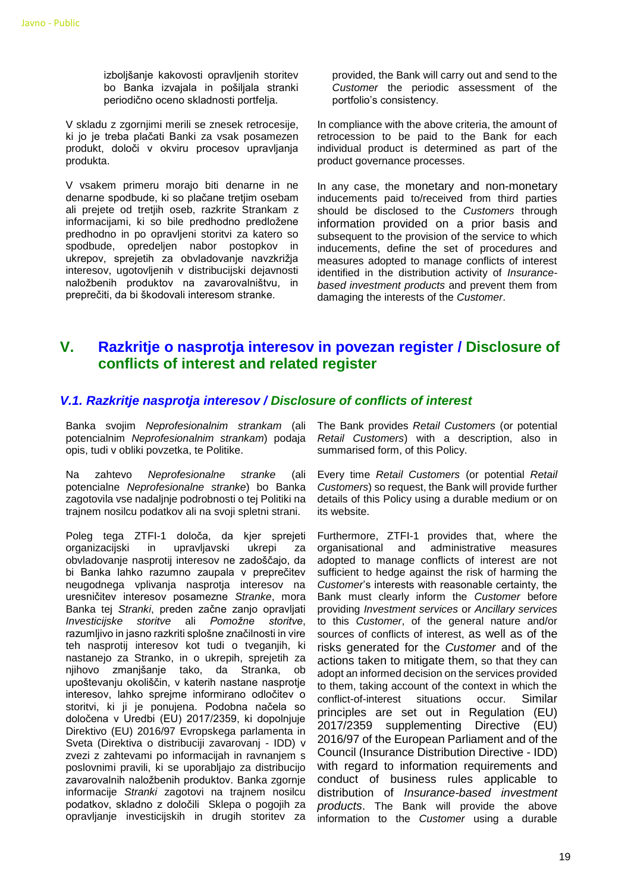izboljšanje kakovosti opravljenih storitev bo Banka izvajala in pošiljala stranki periodično oceno skladnosti portfelja.

provided, the Bank will carry out and send to the *Customer* the periodic assessment of the portfolio's consistency.

V skladu z zgornjimi merili se znesek retrocesije, ki jo je treba plačati Banki za vsak posamezen produkt, določi v okviru procesov upravljanja produkta.

In compliance with the above criteria, the amount of retrocession to be paid to the Bank for each individual product is determined as part of the product governance processes.

V vsakem primeru morajo biti denarne in ne denarne spodbude, ki so plačane tretjim osebam ali prejete od tretjih oseb, razkrite Strankam z informacijami, ki so bile predhodno predložene predhodno in po opravljeni storitvi za katero so spodbude, opredeljen nabor postopkov in ukrepov, sprejetih za obvladovanje navzkrižja interesov, ugotovljenih v distribucijski dejavnosti naložbenih produktov na zavarovalništvu, in preprečiti, da bi škodovali interesom stranke.

In any case, the monetary and non-monetary inducements paid to/received from third parties should be disclosed to the *Customers* through information provided on a prior basis and subsequent to the provision of the service to which inducements, define the set of procedures and measures adopted to manage conflicts of interest identified in the distribution activity of *Insurance-based investment products* and prevent them from damaging the interests of the *Customer*.

## V. Razkritje o nasprotja interesov in povezan register / Disclosure of conflicts of interest and related register

### *V.1. Razkritje nasprotja interesov / Disclosure of conflicts of interest*

Banka svojim *Neprofesionalnim strankam* (ali potencialnim *Neprofesionalnim strankam*) podaja opis, tudi v obliki povzetka, te Politike.

The Bank provides *Retail Customers* (or potential *Retail Customers*) with a description, also in summarised form, of this Policy.

Na zahtevo *Neprofesionalne stranke* (ali potencialne *Neprofesionalne stranke*) bo Banka zagotovila vse nadaljnje podrobnosti o tej Politiki na trajnem nosilcu podatkov ali na svoji spletni strani.

Every time *Retail Customers* (or potential *Retail Customers*) so request, the Bank will provide further details of this Policy using a durable medium or on its website.

Poleg tega ZTFI-1 določa, da kjer sprejeti organizacijski in upravljavski ukrepi za obvladovanje nasprotij interesov ne zadoščajo, da bi Banka lahko razumno zaupala v preprečitev neugodnega vplivanja nasprotja interesov na uresničitev interesov posamezne *Stranke*, mora Banka tej *Stranki*, preden začne zanjo opravljati *Investicijske storitve* ali *Pomožne storitve*, razumljivo in jasno razkriti splošne značilnosti in vire teh nasprotij interesov kot tudi o tveganjih, ki nastanejo za Stranko, in o ukrepih, sprejetih za njihovo zmanjšanje tako, da Stranka, ob upoštevanju okoliščin, v katerih nastane nasprotje interesov, lahko sprejme informirano odločitev o storitvi, ki ji je ponujena. Podobna načela so določena v Uredbi (EU) 2017/2359, ki dopolnjuje Direktivo (EU) 2016/97 Evropskega parlamenta in Sveta (Direktiva o distribuciji zavarovanj - IDD) v zvezi z zahtevami po informacijah in ravnanjem s poslovnimi pravili, ki se uporabljajo za distribucijo zavarovalnih naložbenih produktov. Banka zgornje informacije *Stranki* zagotovi na trajnem nosilcu podatkov, skladno z določili Sklepa o pogojih za opravljanje investicijskih in drugih storitev za

Furthermore, ZTFI-1 provides that, where the organisational and administrative measures adopted to manage conflicts of interest are not sufficient to hedge against the risk of harming the *Customer*'s interests with reasonable certainty, the Bank must clearly inform the *Customer* before providing *Investment services* or *Ancillary services* to this *Customer*, of the general nature and/or sources of conflicts of interest, as well as of the risks generated for the *Customer* and of the actions taken to mitigate them, so that they can adopt an informed decision on the services provided to them, taking account of the context in which the conflict-of-interest situations occur. Similar principles are set out in Regulation (EU) 2017/2359 supplementing Directive (EU) 2016/97 of the European Parliament and of the Council (Insurance Distribution Directive - IDD) with regard to information requirements and conduct of business rules applicable to distribution of *Insurance-based investment products*. The Bank will provide the above information to the *Customer* using a durable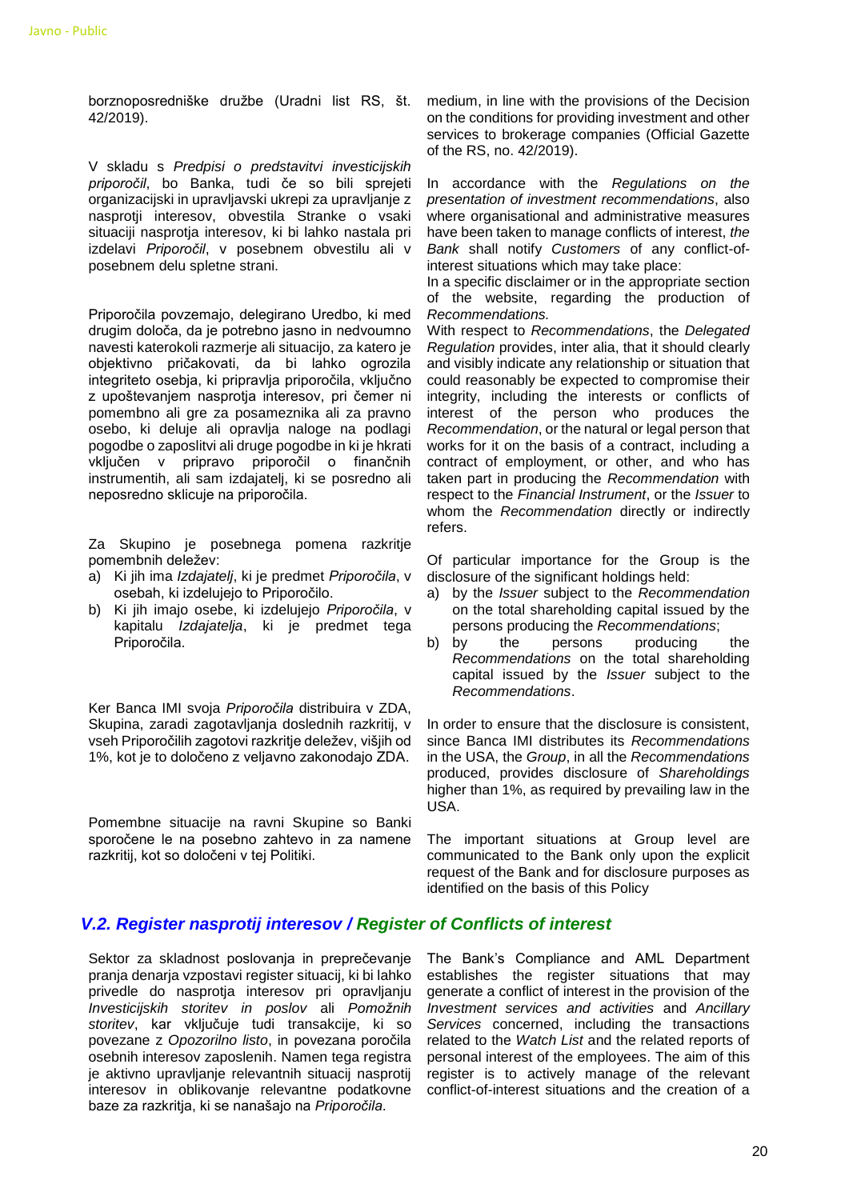borznoposredniške družbe (Uradni list RS, št. 42/2019).

V skladu s *Predpisi o predstavitvi investicijskih priporočil*, bo Banka, tudi če so bili sprejeti organizacijski in upravljavski ukrepi za upravljanje z nasprotji interesov, obvestila Stranke o vsaki situaciji nasprotja interesov, ki bi lahko nastala pri izdelavi *Priporočil*, v posebnem obvestilu ali v posebnem delu spletne strani.

Priporočila povzemajo, delegirano Uredbo, ki med drugim določa, da je potrebno jasno in nedvoumno navesti katerokoli razmerje ali situacijo, za katero je objektivno pričakovati, da bi lahko ogrozila integriteto osebja, ki pripravlja priporočila, vključno z upoštevanjem nasprotja interesov, pri čemer ni pomembno ali gre za posameznika ali za pravno osebo, ki deluje ali opravlja naloge na podlagi pogodbe o zaposlitvi ali druge pogodbe in ki je hkrati vključen v pripravo priporočil o finančnih instrumentih, ali sam izdajatelj, ki se posredno ali neposredno sklicuje na priporočila.

Za Skupino je posebnega pomena razkritje pomembnih deležev:

a) Ki jih ima *Izdajatelj*, ki je predmet *Priporočila*, v osebah, ki izdelujejo to Priporočilo.
b) Ki jih imajo osebe, ki izdelujejo *Priporočila*, v kapitalu *Izdajatelja*, ki je predmet tega Priporočila.

Ker Banca IMI svoja *Priporočila* distribuira v ZDA, Skupina, zaradi zagotavljanja doslednih razkritij, v vseh Priporočilih zagotovi razkritje deležev, višjih od 1%, kot je to določeno z veljavno zakonodajo ZDA.

Pomembne situacije na ravni Skupine so Banki sporočene le na posebno zahtevo in za namene razkritij, kot so določeni v tej Politiki.

medium, in line with the provisions of the Decision on the conditions for providing investment and other services to brokerage companies (Official Gazette of the RS, no. 42/2019).

In accordance with the *Regulations on the presentation of investment recommendations*, also where organisational and administrative measures have been taken to manage conflicts of interest, *the Bank* shall notify *Customers* of any conflict-of-interest situations which may take place:
In a specific disclaimer or in the appropriate section of the website, regarding the production of *Recommendations.*
With respect to *Recommendations*, the *Delegated Regulation* provides, inter alia, that it should clearly and visibly indicate any relationship or situation that could reasonably be expected to compromise their integrity, including the interests or conflicts of interest of the person who produces the *Recommendation*, or the natural or legal person that works for it on the basis of a contract, including a contract of employment, or other, and who has taken part in producing the *Recommendation* with respect to the *Financial Instrument*, or the *Issuer* to whom the *Recommendation* directly or indirectly refers.

Of particular importance for the Group is the disclosure of the significant holdings held:

a) by the *Issuer* subject to the *Recommendation* on the total shareholding capital issued by the persons producing the *Recommendations*;
b) by the persons producing the *Recommendations* on the total shareholding capital issued by the *Issuer* subject to the *Recommendations*.

In order to ensure that the disclosure is consistent, since Banca IMI distributes its *Recommendations* in the USA, the *Group*, in all the *Recommendations* produced, provides disclosure of *Shareholdings* higher than 1%, as required by prevailing law in the USA.

The important situations at Group level are communicated to the Bank only upon the explicit request of the Bank and for disclosure purposes as identified on the basis of this Policy

## *V.2. Register nasprotij interesov / Register of Conflicts of interest*

Sektor za skladnost poslovanja in preprečevanje pranja denarja vzpostavi register situacij, ki bi lahko privedle do nasprotja interesov pri opravljanju *Investicijskih storitev in poslov* ali *Pomožnih storitev*, kar vključuje tudi transakcije, ki so povezane z *Opozorilno listo*, in povezana poročila osebnih interesov zaposlenih. Namen tega registra je aktivno upravljanje relevantnih situacij nasprotij interesov in oblikovanje relevantne podatkovne baze za razkritja, ki se nanašajo na *Priporočila*.

The Bank's Compliance and AML Department establishes the register situations that may generate a conflict of interest in the provision of the *Investment services and activities* and *Ancillary Services* concerned, including the transactions related to the *Watch List* and the related reports of personal interest of the employees. The aim of this register is to actively manage of the relevant conflict-of-interest situations and the creation of a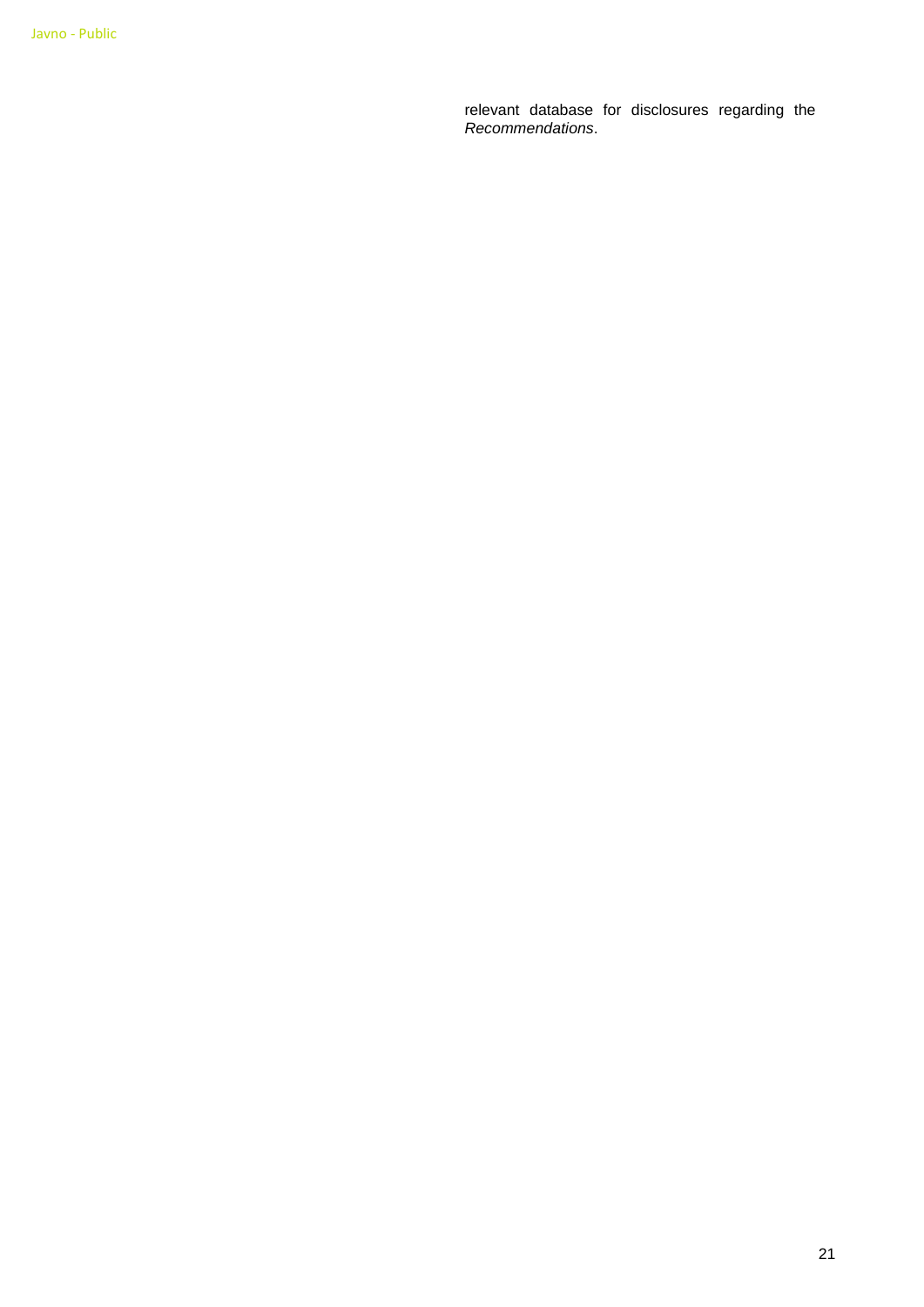relevant database for disclosures regarding the *Recommendations*.